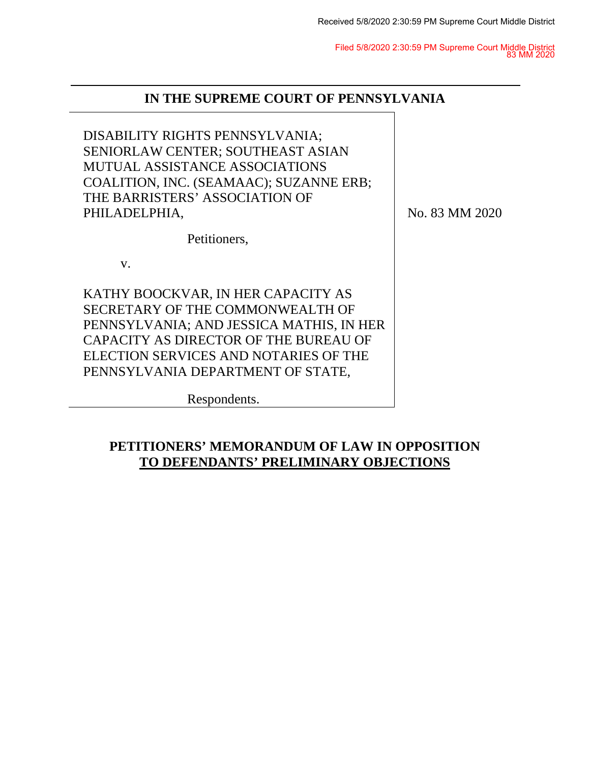Received 5/8/2020 2:30:59 PM Supreme Court Middle District

Filed 5/8/2020 2:30:59 PM Supreme Court Middle District
83 MM 2020

# IN THE SUPREME COURT OF PENNSYLVANIA

DISABILITY RIGHTS PENNSYLVANIA; SENIORLAW CENTER; SOUTHEAST ASIAN MUTUAL ASSISTANCE ASSOCIATIONS COALITION, INC. (SEAMAAC); SUZANNE ERB; THE BARRISTERS' ASSOCIATION OF PHILADELPHIA,

Petitioners,

v.

KATHY BOOCKVAR, IN HER CAPACITY AS SECRETARY OF THE COMMONWEALTH OF PENNSYLVANIA; AND JESSICA MATHIS, IN HER CAPACITY AS DIRECTOR OF THE BUREAU OF ELECTION SERVICES AND NOTARIES OF THE PENNSYLVANIA DEPARTMENT OF STATE,

Respondents.

No. 83 MM 2020

## PETITIONERS' MEMORANDUM OF LAW IN OPPOSITION TO DEFENDANTS' PRELIMINARY OBJECTIONS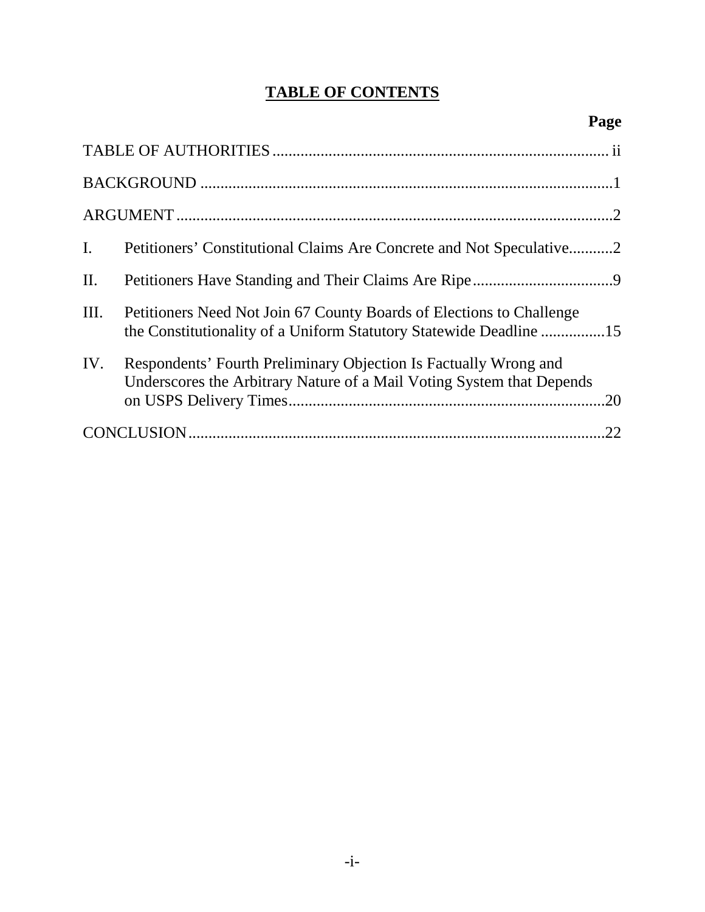# TABLE OF CONTENTS

| | | Page |
|---|---|---|
| TABLE OF AUTHORITIES | | ii |
| BACKGROUND | | 1 |
| ARGUMENT | | 2 |
| I. | Petitioners' Constitutional Claims Are Concrete and Not Speculative | 2 |
| II. | Petitioners Have Standing and Their Claims Are Ripe | 9 |
| III. | Petitioners Need Not Join 67 County Boards of Elections to Challenge the Constitutionality of a Uniform Statutory Statewide Deadline | 15 |
| IV. | Respondents' Fourth Preliminary Objection Is Factually Wrong and Underscores the Arbitrary Nature of a Mail Voting System that Depends on USPS Delivery Times | 20 |
| CONCLUSION | | 22 |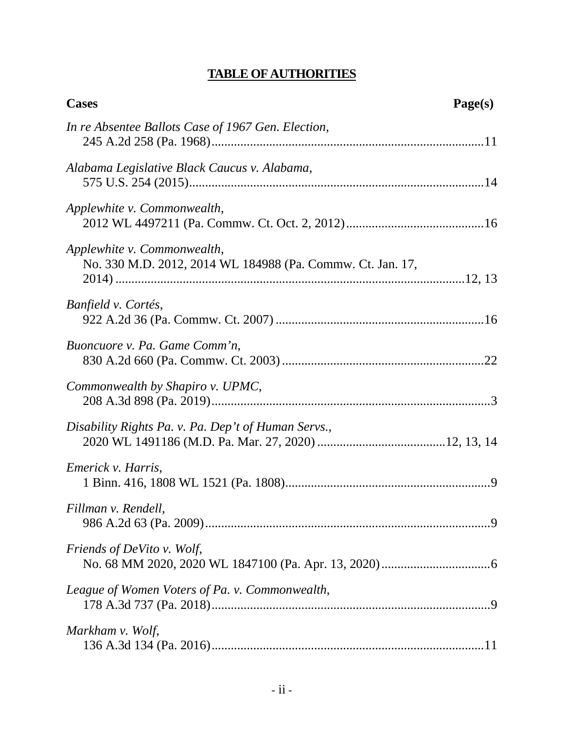# **TABLE OF AUTHORITIES**

**Cases** **Page(s)**

*In re Absentee Ballots Case of 1967 Gen. Election*,
245 A.2d 258 (Pa. 1968) ....................................................................................11

*Alabama Legislative Black Caucus v. Alabama*,
575 U.S. 254 (2015) ...........................................................................................14

*Applewhite v. Commonwealth*,
2012 WL 4497211 (Pa. Commw. Ct. Oct. 2, 2012) ...........................................16

*Applewhite v. Commonwealth*,
No. 330 M.D. 2012, 2014 WL 184988 (Pa. Commw. Ct. Jan. 17, 2014) ...............................................................................................................12, 13

*Banfield v. Cortés*,
922 A.2d 36 (Pa. Commw. Ct. 2007) ................................................................16

*Buoncuore v. Pa. Game Comm'n*,
830 A.2d 660 (Pa. Commw. Ct. 2003) ...............................................................22

*Commonwealth by Shapiro v. UPMC*,
208 A.3d 898 (Pa. 2019) ......................................................................................3

*Disability Rights Pa. v. Pa. Dep't of Human Servs.*,
2020 WL 1491186 (M.D. Pa. Mar. 27, 2020) .......................................12, 13, 14

*Emerick v. Harris*,
1 Binn. 416, 1808 WL 1521 (Pa. 1808) ...............................................................9

*Fillman v. Rendell*,
986 A.2d 63 (Pa. 2009) ........................................................................................9

*Friends of DeVito v. Wolf*,
No. 68 MM 2020, 2020 WL 1847100 (Pa. Apr. 13, 2020) ..................................6

*League of Women Voters of Pa. v. Commonwealth*,
178 A.3d 737 (Pa. 2018) ......................................................................................9

*Markham v. Wolf*,
136 A.3d 134 (Pa. 2016) ....................................................................................11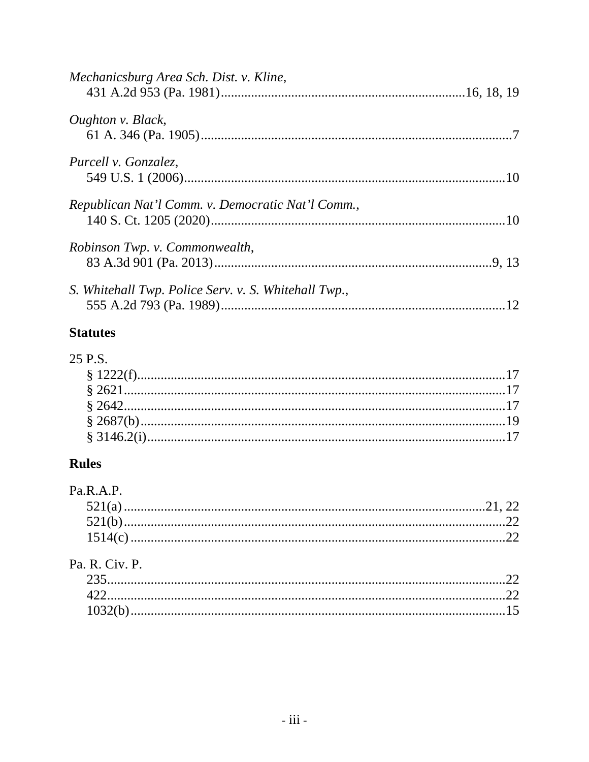*Mechanicsburg Area Sch. Dist. v. Kline*,
431 A.2d 953 (Pa. 1981)........................................................................16, 18, 19

*Oughton v. Black*,
61 A. 346 (Pa. 1905)..............................................................................................7

*Purcell v. Gonzalez*,
549 U.S. 1 (2006).................................................................................................10

*Republican Nat'l Comm. v. Democratic Nat'l Comm.*,
140 S. Ct. 1205 (2020).........................................................................................10

*Robinson Twp. v. Commonwealth*,
83 A.3d 901 (Pa. 2013)......................................................................................9, 13

*S. Whitehall Twp. Police Serv. v. S. Whitehall Twp.*,
555 A.2d 793 (Pa. 1989)......................................................................................12

## Statutes

25 P.S.
§ 1222(f)...............................................................................................................17
§ 2621...................................................................................................................17
§ 2642...................................................................................................................17
§ 2687(b)..............................................................................................................19
§ 3146.2(i)............................................................................................................17

## Rules

Pa.R.A.P.
521(a) ..............................................................................................................21, 22
521(b)...................................................................................................................22
1514(c) .................................................................................................................22

Pa. R. Civ. P.
235........................................................................................................................22
422........................................................................................................................22
1032(b).................................................................................................................15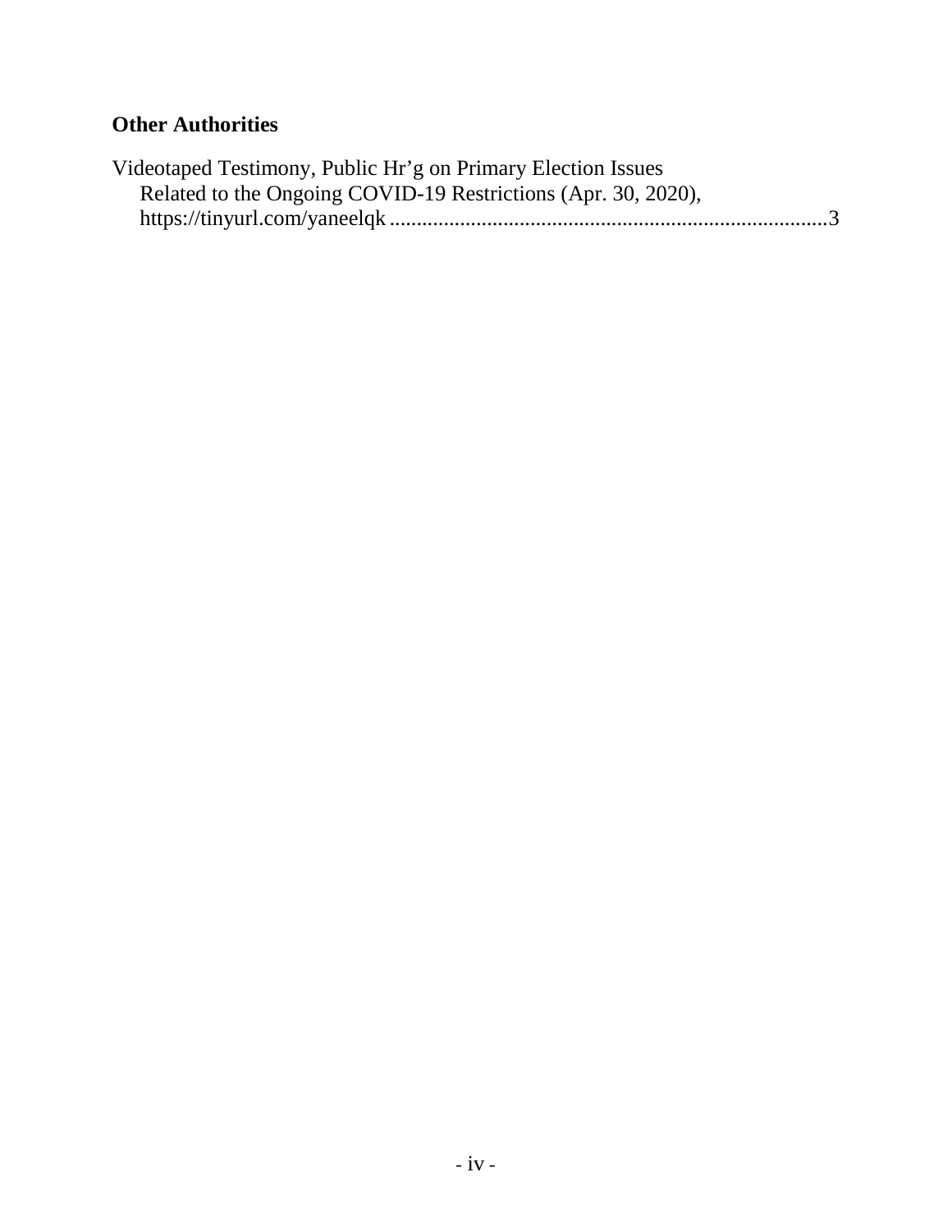## Other Authorities

Videotaped Testimony, Public Hr'g on Primary Election Issues Related to the Ongoing COVID-19 Restrictions (Apr. 30, 2020), https://tinyurl.com/yaneelqk ................................................................................3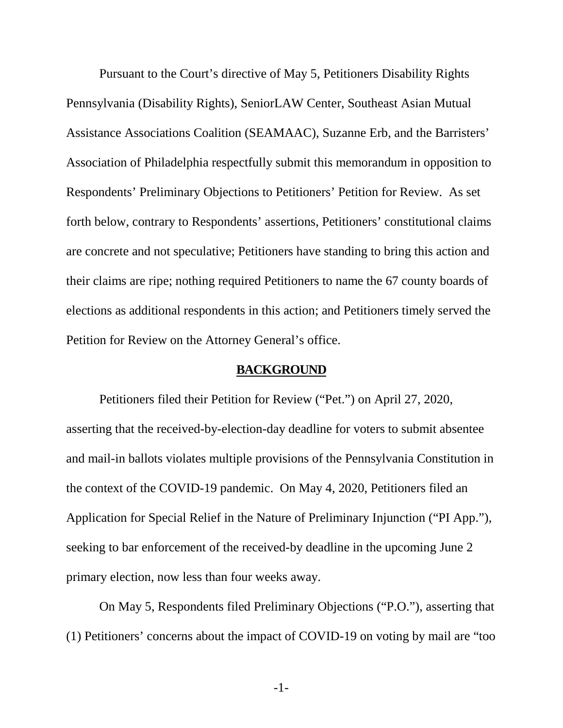Pursuant to the Court's directive of May 5, Petitioners Disability Rights Pennsylvania (Disability Rights), SeniorLAW Center, Southeast Asian Mutual Assistance Associations Coalition (SEAMAAC), Suzanne Erb, and the Barristers' Association of Philadelphia respectfully submit this memorandum in opposition to Respondents' Preliminary Objections to Petitioners' Petition for Review. As set forth below, contrary to Respondents' assertions, Petitioners' constitutional claims are concrete and not speculative; Petitioners have standing to bring this action and their claims are ripe; nothing required Petitioners to name the 67 county boards of elections as additional respondents in this action; and Petitioners timely served the Petition for Review on the Attorney General's office.

## BACKGROUND

Petitioners filed their Petition for Review ("Pet.") on April 27, 2020, asserting that the received-by-election-day deadline for voters to submit absentee and mail-in ballots violates multiple provisions of the Pennsylvania Constitution in the context of the COVID-19 pandemic. On May 4, 2020, Petitioners filed an Application for Special Relief in the Nature of Preliminary Injunction ("PI App."), seeking to bar enforcement of the received-by deadline in the upcoming June 2 primary election, now less than four weeks away.

On May 5, Respondents filed Preliminary Objections ("P.O."), asserting that (1) Petitioners' concerns about the impact of COVID-19 on voting by mail are "too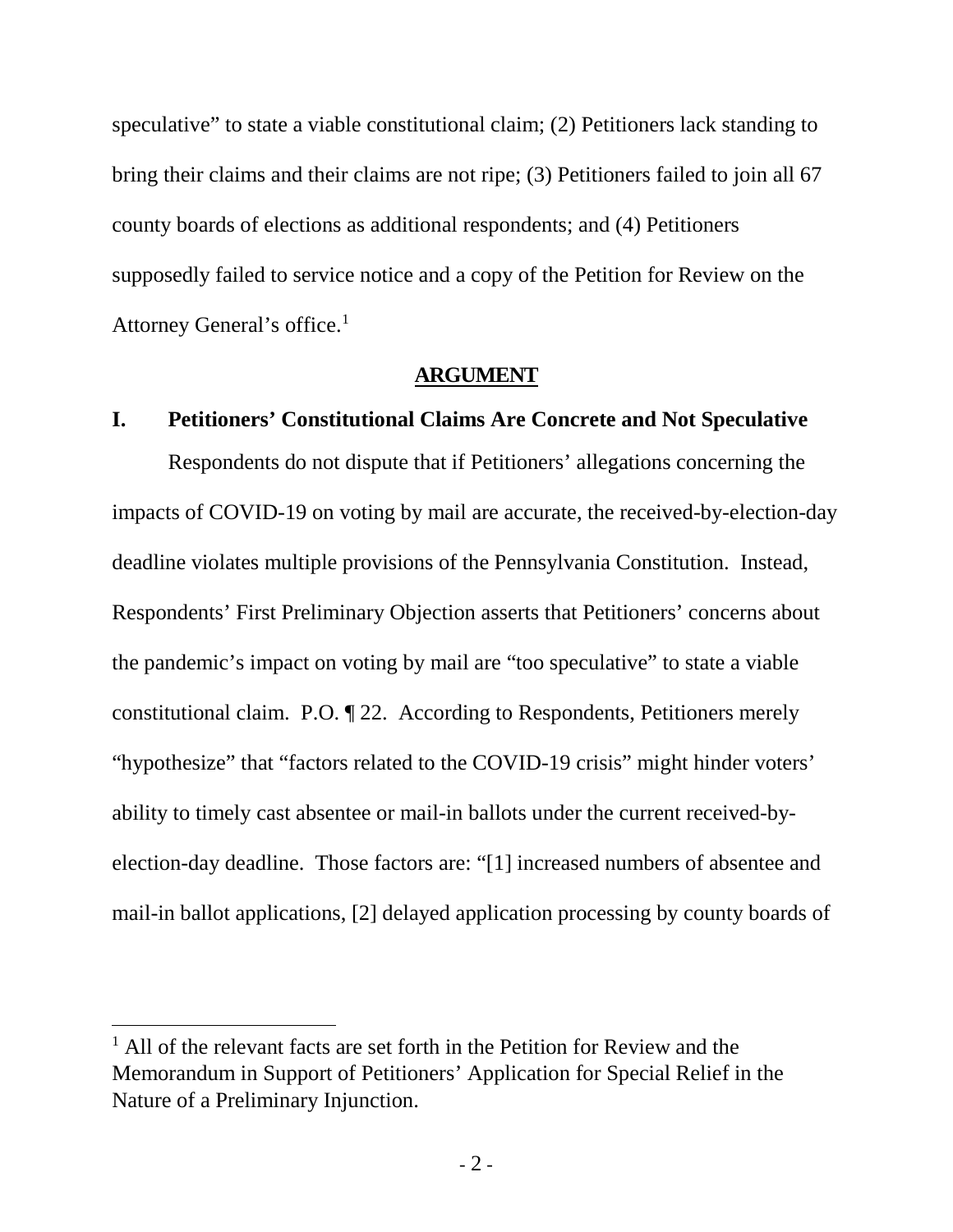speculative" to state a viable constitutional claim; (2) Petitioners lack standing to bring their claims and their claims are not ripe; (3) Petitioners failed to join all 67 county boards of elections as additional respondents; and (4) Petitioners supposedly failed to service notice and a copy of the Petition for Review on the Attorney General's office.[1]

## ARGUMENT

### I. Petitioners' Constitutional Claims Are Concrete and Not Speculative

Respondents do not dispute that if Petitioners' allegations concerning the impacts of COVID-19 on voting by mail are accurate, the received-by-election-day deadline violates multiple provisions of the Pennsylvania Constitution. Instead, Respondents' First Preliminary Objection asserts that Petitioners' concerns about the pandemic's impact on voting by mail are "too speculative" to state a viable constitutional claim. P.O. ¶ 22. According to Respondents, Petitioners merely "hypothesize" that "factors related to the COVID-19 crisis" might hinder voters' ability to timely cast absentee or mail-in ballots under the current received-by-election-day deadline. Those factors are: "[1] increased numbers of absentee and mail-in ballot applications, [2] delayed application processing by county boards of

[1] All of the relevant facts are set forth in the Petition for Review and the Memorandum in Support of Petitioners' Application for Special Relief in the Nature of a Preliminary Injunction.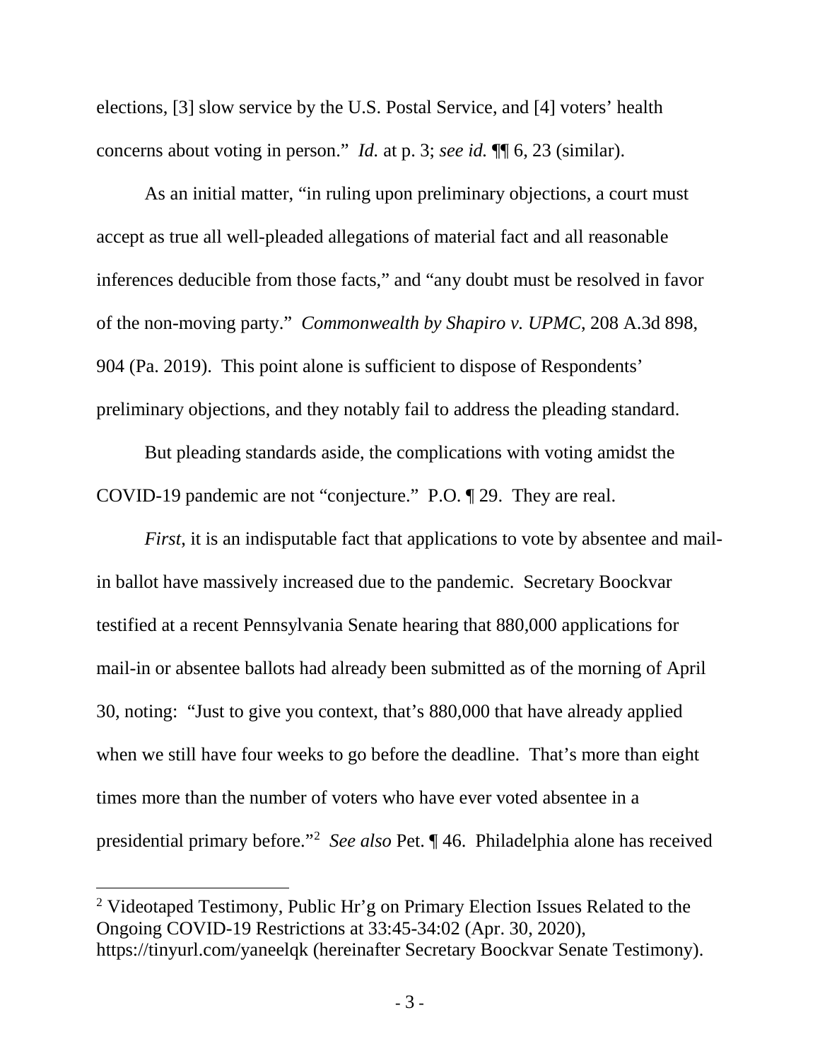elections, [3] slow service by the U.S. Postal Service, and [4] voters' health concerns about voting in person." *Id.* at p. 3; *see id.* ¶¶ 6, 23 (similar).

As an initial matter, "in ruling upon preliminary objections, a court must accept as true all well-pleaded allegations of material fact and all reasonable inferences deducible from those facts," and "any doubt must be resolved in favor of the non-moving party." *Commonwealth by Shapiro v. UPMC*, 208 A.3d 898, 904 (Pa. 2019). This point alone is sufficient to dispose of Respondents' preliminary objections, and they notably fail to address the pleading standard.

But pleading standards aside, the complications with voting amidst the COVID-19 pandemic are not "conjecture." P.O. ¶ 29. They are real.

*First*, it is an indisputable fact that applications to vote by absentee and mail-in ballot have massively increased due to the pandemic. Secretary Boockvar testified at a recent Pennsylvania Senate hearing that 880,000 applications for mail-in or absentee ballots had already been submitted as of the morning of April 30, noting: "Just to give you context, that's 880,000 that have already applied when we still have four weeks to go before the deadline. That's more than eight times more than the number of voters who have ever voted absentee in a presidential primary before."[2] *See also* Pet. ¶ 46. Philadelphia alone has received

[2] Videotaped Testimony, Public Hr'g on Primary Election Issues Related to the Ongoing COVID-19 Restrictions at 33:45-34:02 (Apr. 30, 2020), https://tinyurl.com/yaneelqk (hereinafter Secretary Boockvar Senate Testimony).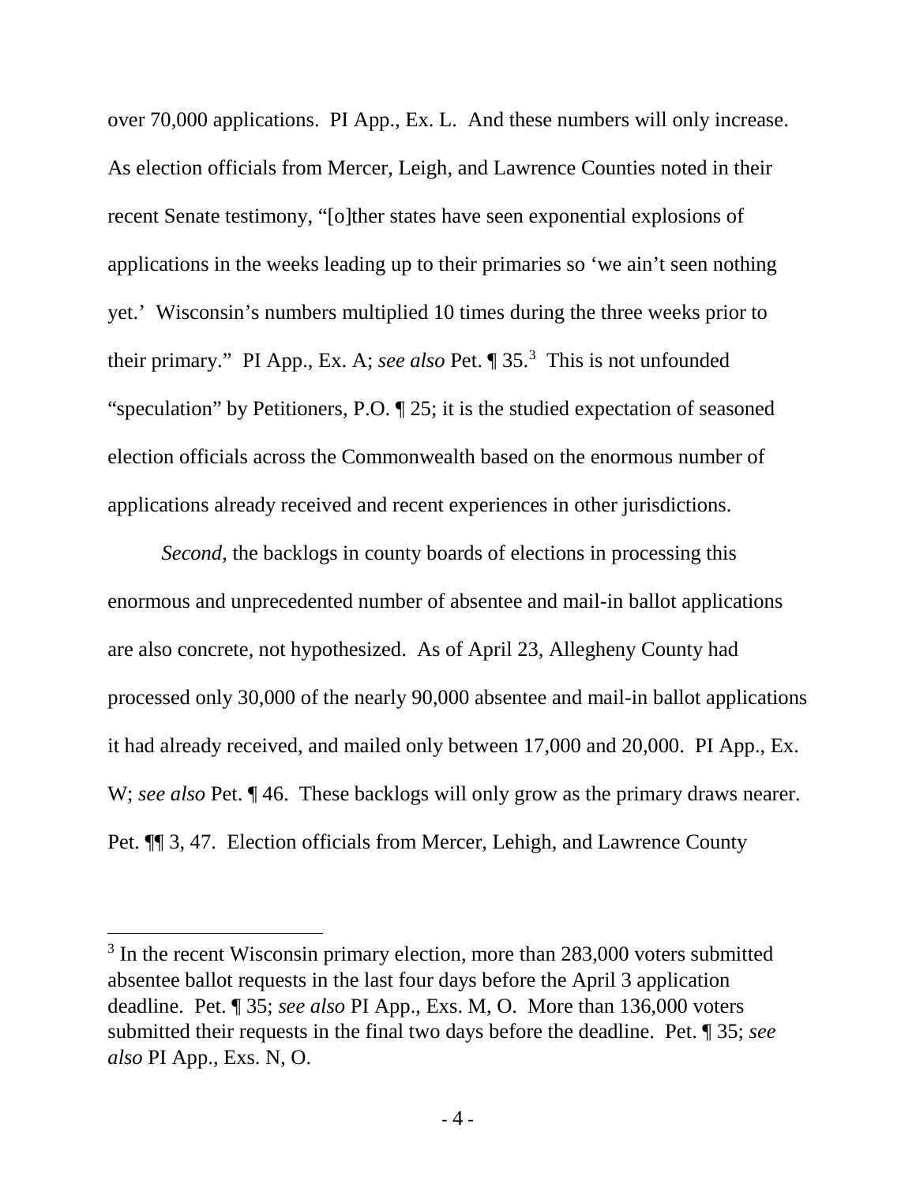over 70,000 applications. PI App., Ex. L. And these numbers will only increase. As election officials from Mercer, Leigh, and Lawrence Counties noted in their recent Senate testimony, "[o]ther states have seen exponential explosions of applications in the weeks leading up to their primaries so 'we ain't seen nothing yet.' Wisconsin's numbers multiplied 10 times during the three weeks prior to their primary." PI App., Ex. A; *see also* Pet. ¶ 35.[3] This is not unfounded "speculation" by Petitioners, P.O. ¶ 25; it is the studied expectation of seasoned election officials across the Commonwealth based on the enormous number of applications already received and recent experiences in other jurisdictions.

*Second*, the backlogs in county boards of elections in processing this enormous and unprecedented number of absentee and mail-in ballot applications are also concrete, not hypothesized. As of April 23, Allegheny County had processed only 30,000 of the nearly 90,000 absentee and mail-in ballot applications it had already received, and mailed only between 17,000 and 20,000. PI App., Ex. W; *see also* Pet. ¶ 46. These backlogs will only grow as the primary draws nearer. Pet. ¶¶ 3, 47. Election officials from Mercer, Lehigh, and Lawrence County

[3] In the recent Wisconsin primary election, more than 283,000 voters submitted absentee ballot requests in the last four days before the April 3 application deadline. Pet. ¶ 35; *see also* PI App., Exs. M, O. More than 136,000 voters submitted their requests in the final two days before the deadline. Pet. ¶ 35; *see also* PI App., Exs. N, O.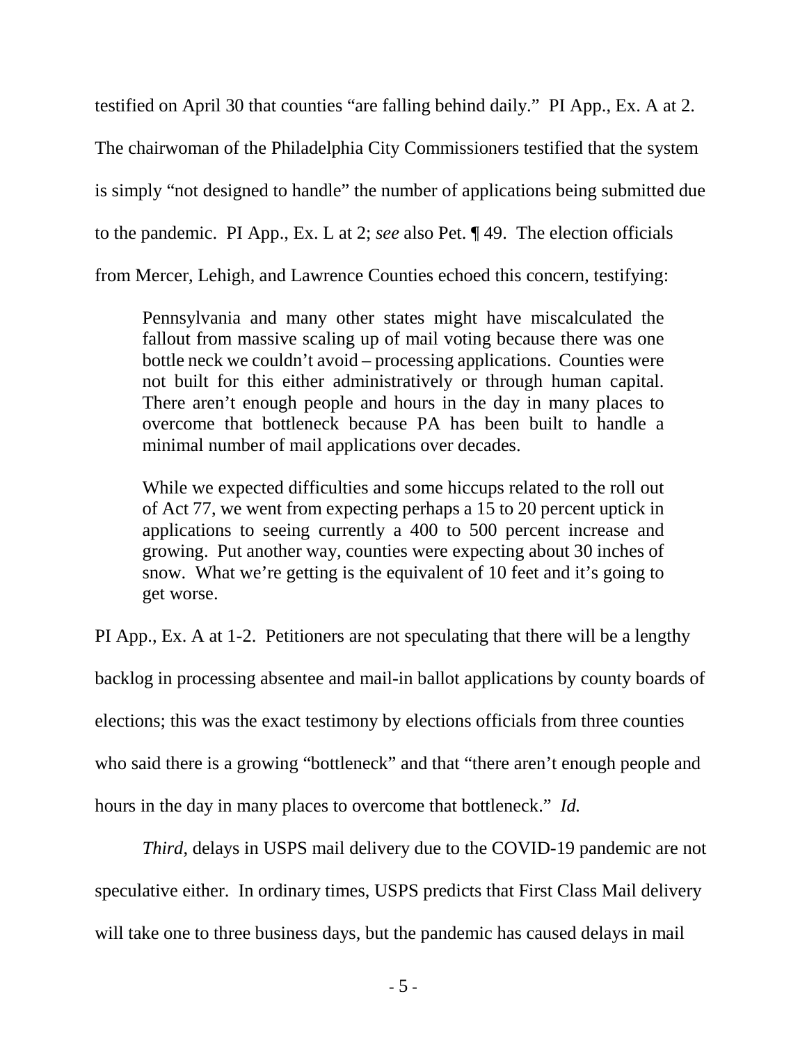testified on April 30 that counties "are falling behind daily." PI App., Ex. A at 2. The chairwoman of the Philadelphia City Commissioners testified that the system is simply "not designed to handle" the number of applications being submitted due to the pandemic. PI App., Ex. L at 2; *see* also Pet. ¶ 49. The election officials from Mercer, Lehigh, and Lawrence Counties echoed this concern, testifying:

> Pennsylvania and many other states might have miscalculated the fallout from massive scaling up of mail voting because there was one bottle neck we couldn't avoid – processing applications. Counties were not built for this either administratively or through human capital. There aren't enough people and hours in the day in many places to overcome that bottleneck because PA has been built to handle a minimal number of mail applications over decades.
>
> While we expected difficulties and some hiccups related to the roll out of Act 77, we went from expecting perhaps a 15 to 20 percent uptick in applications to seeing currently a 400 to 500 percent increase and growing. Put another way, counties were expecting about 30 inches of snow. What we're getting is the equivalent of 10 feet and it's going to get worse.

PI App., Ex. A at 1-2. Petitioners are not speculating that there will be a lengthy backlog in processing absentee and mail-in ballot applications by county boards of elections; this was the exact testimony by elections officials from three counties who said there is a growing "bottleneck" and that "there aren't enough people and hours in the day in many places to overcome that bottleneck." *Id.*

*Third*, delays in USPS mail delivery due to the COVID-19 pandemic are not speculative either. In ordinary times, USPS predicts that First Class Mail delivery will take one to three business days, but the pandemic has caused delays in mail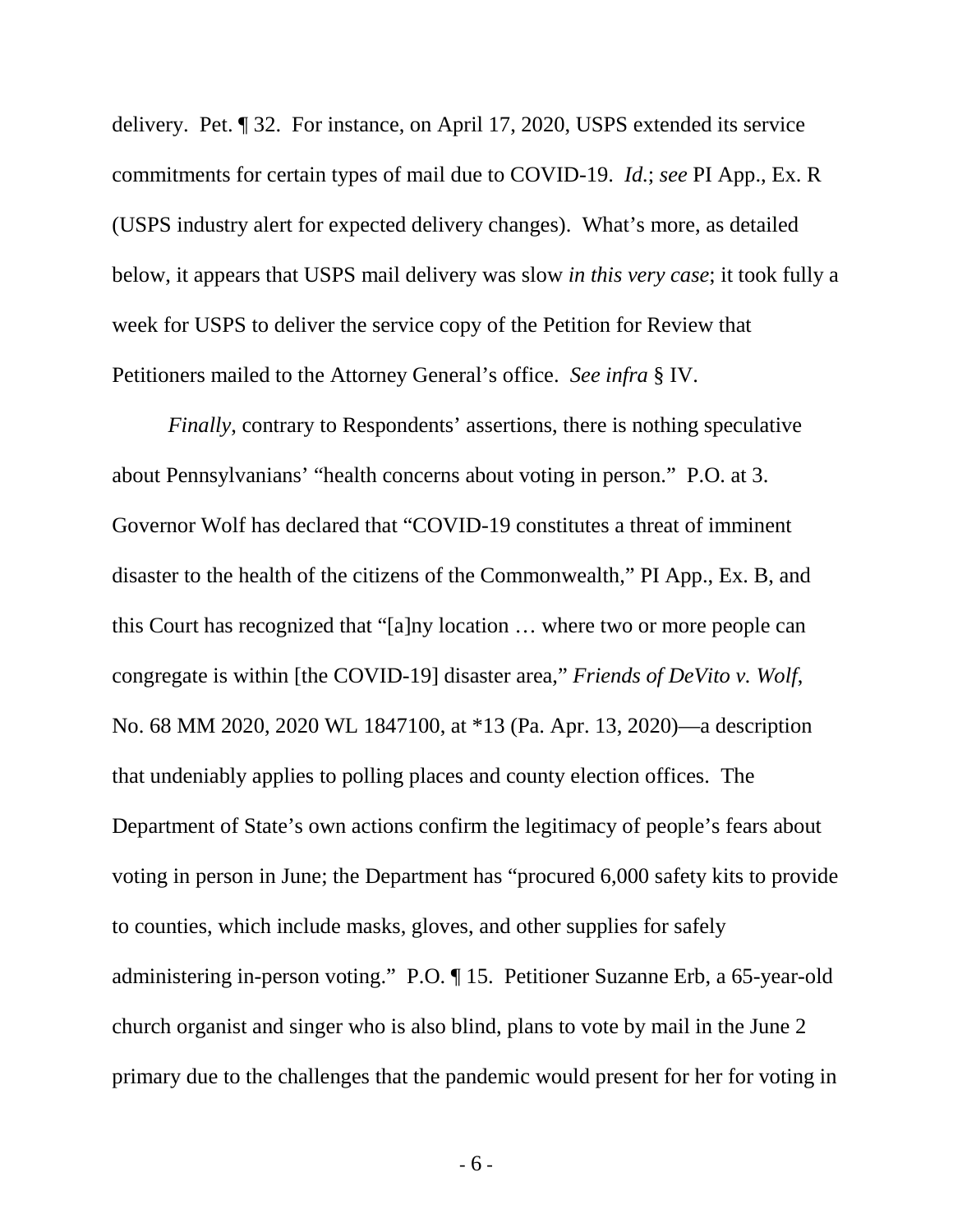delivery. Pet. ¶ 32. For instance, on April 17, 2020, USPS extended its service commitments for certain types of mail due to COVID-19. *Id.*; *see* PI App., Ex. R (USPS industry alert for expected delivery changes). What's more, as detailed below, it appears that USPS mail delivery was slow *in this very case*; it took fully a week for USPS to deliver the service copy of the Petition for Review that Petitioners mailed to the Attorney General's office. *See infra* § IV.

*Finally*, contrary to Respondents' assertions, there is nothing speculative about Pennsylvanians' "health concerns about voting in person." P.O. at 3. Governor Wolf has declared that "COVID-19 constitutes a threat of imminent disaster to the health of the citizens of the Commonwealth," PI App., Ex. B, and this Court has recognized that "[a]ny location … where two or more people can congregate is within [the COVID-19] disaster area," *Friends of DeVito v. Wolf*, No. 68 MM 2020, 2020 WL 1847100, at *13 (Pa. Apr. 13, 2020)—a description that undeniably applies to polling places and county election offices. The Department of State's own actions confirm the legitimacy of people's fears about voting in person in June; the Department has "procured 6,000 safety kits to provide to counties, which include masks, gloves, and other supplies for safely administering in-person voting." P.O. ¶ 15. Petitioner Suzanne Erb, a 65-year-old church organist and singer who is also blind, plans to vote by mail in the June 2 primary due to the challenges that the pandemic would present for her for voting in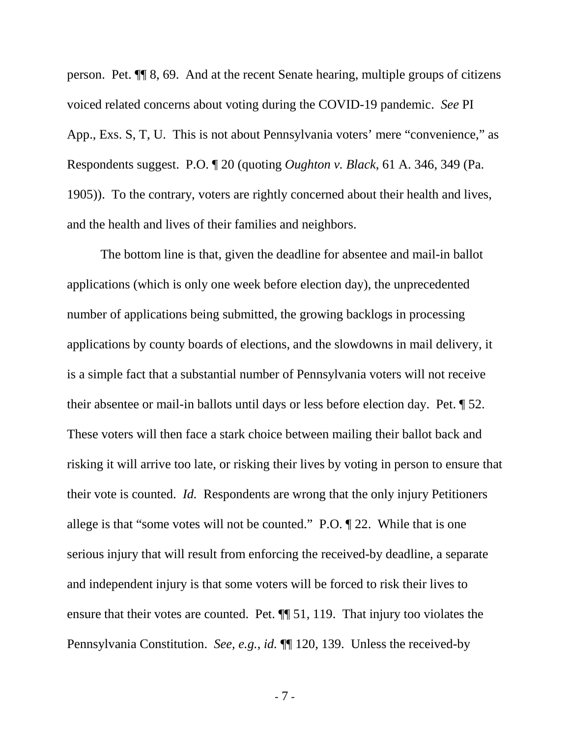person. Pet. ¶¶ 8, 69. And at the recent Senate hearing, multiple groups of citizens voiced related concerns about voting during the COVID-19 pandemic. *See* PI App., Exs. S, T, U. This is not about Pennsylvania voters' mere "convenience," as Respondents suggest. P.O. ¶ 20 (quoting *Oughton v. Black*, 61 A. 346, 349 (Pa. 1905)). To the contrary, voters are rightly concerned about their health and lives, and the health and lives of their families and neighbors.

The bottom line is that, given the deadline for absentee and mail-in ballot applications (which is only one week before election day), the unprecedented number of applications being submitted, the growing backlogs in processing applications by county boards of elections, and the slowdowns in mail delivery, it is a simple fact that a substantial number of Pennsylvania voters will not receive their absentee or mail-in ballots until days or less before election day. Pet. ¶ 52. These voters will then face a stark choice between mailing their ballot back and risking it will arrive too late, or risking their lives by voting in person to ensure that their vote is counted. *Id.* Respondents are wrong that the only injury Petitioners allege is that "some votes will not be counted." P.O. ¶ 22. While that is one serious injury that will result from enforcing the received-by deadline, a separate and independent injury is that some voters will be forced to risk their lives to ensure that their votes are counted. Pet. ¶¶ 51, 119. That injury too violates the Pennsylvania Constitution. *See, e.g.*, *id.* ¶¶ 120, 139. Unless the received-by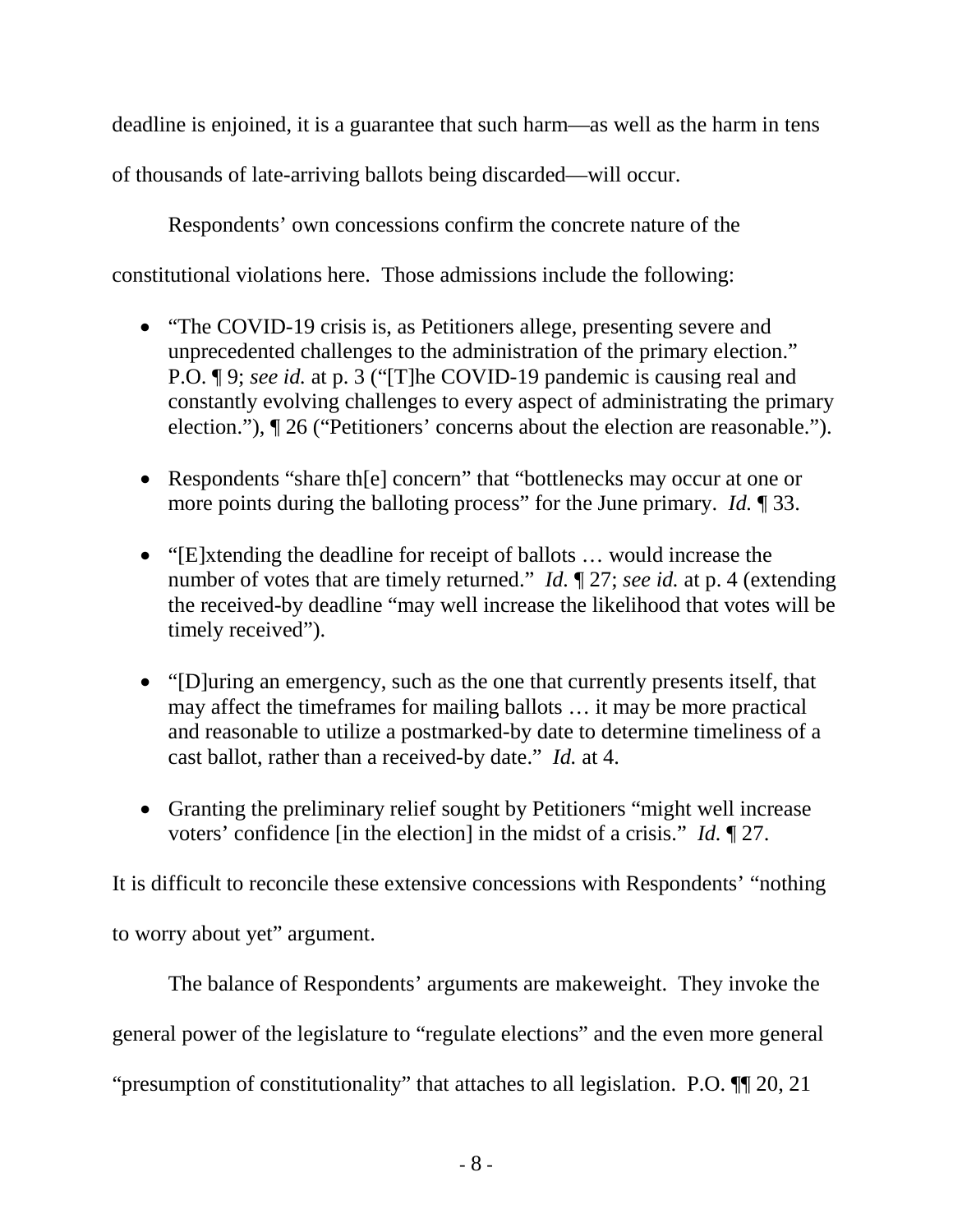deadline is enjoined, it is a guarantee that such harm—as well as the harm in tens of thousands of late-arriving ballots being discarded—will occur.

Respondents' own concessions confirm the concrete nature of the constitutional violations here. Those admissions include the following:

- "The COVID-19 crisis is, as Petitioners allege, presenting severe and unprecedented challenges to the administration of the primary election." P.O. ¶ 9; *see id.* at p. 3 ("[T]he COVID-19 pandemic is causing real and constantly evolving challenges to every aspect of administrating the primary election."), ¶ 26 ("Petitioners' concerns about the election are reasonable.").

- Respondents "share th[e] concern" that "bottlenecks may occur at one or more points during the balloting process" for the June primary. *Id.* ¶ 33.

- "[E]xtending the deadline for receipt of ballots … would increase the number of votes that are timely returned." *Id.* ¶ 27; *see id.* at p. 4 (extending the received-by deadline "may well increase the likelihood that votes will be timely received").

- "[D]uring an emergency, such as the one that currently presents itself, that may affect the timeframes for mailing ballots … it may be more practical and reasonable to utilize a postmarked-by date to determine timeliness of a cast ballot, rather than a received-by date." *Id.* at 4.

- Granting the preliminary relief sought by Petitioners "might well increase voters' confidence [in the election] in the midst of a crisis." *Id.* ¶ 27.

It is difficult to reconcile these extensive concessions with Respondents' "nothing to worry about yet" argument.

The balance of Respondents' arguments are makeweight. They invoke the general power of the legislature to "regulate elections" and the even more general "presumption of constitutionality" that attaches to all legislation. P.O. ¶¶ 20, 21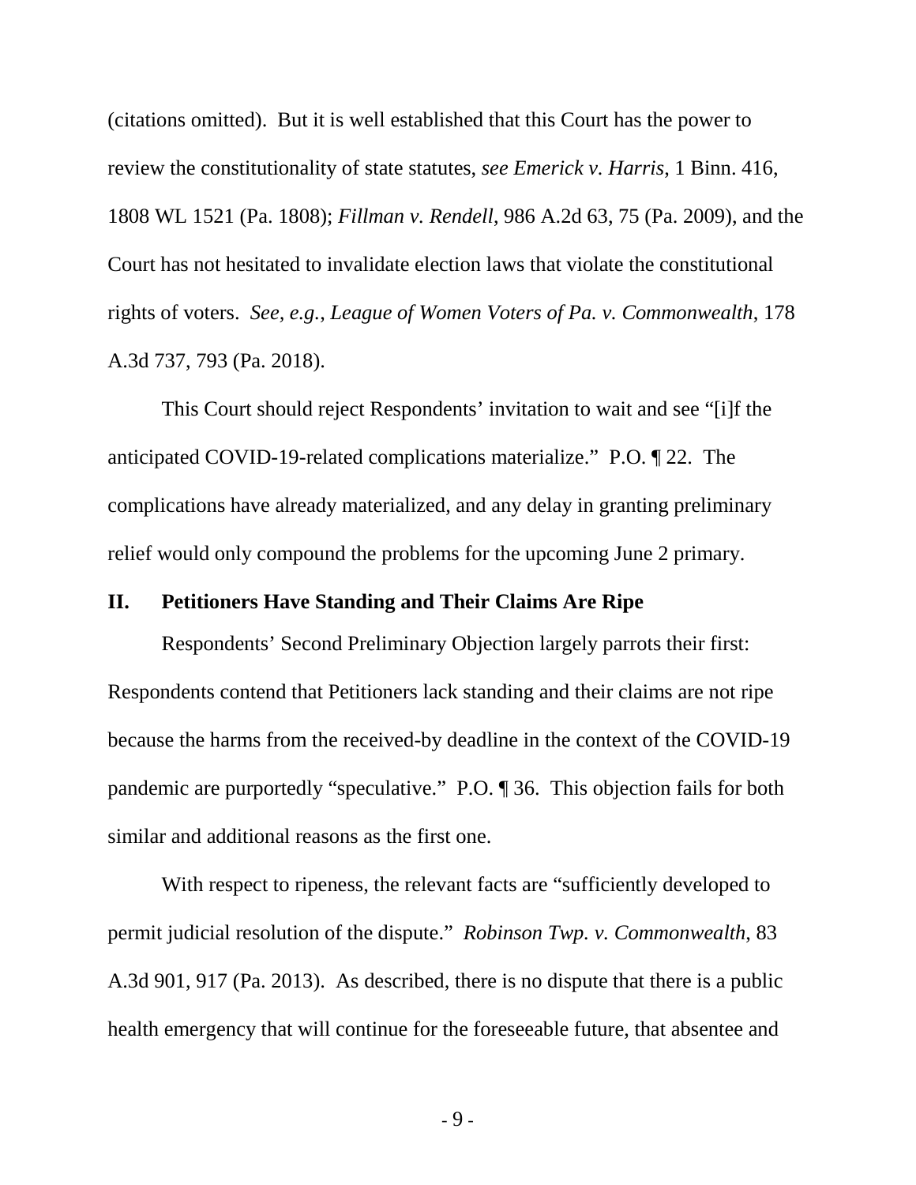(citations omitted). But it is well established that this Court has the power to review the constitutionality of state statutes, *see Emerick v. Harris*, 1 Binn. 416, 1808 WL 1521 (Pa. 1808); *Fillman v. Rendell*, 986 A.2d 63, 75 (Pa. 2009), and the Court has not hesitated to invalidate election laws that violate the constitutional rights of voters. *See, e.g.*, *League of Women Voters of Pa. v. Commonwealth*, 178 A.3d 737, 793 (Pa. 2018).

This Court should reject Respondents' invitation to wait and see "[i]f the anticipated COVID-19-related complications materialize." P.O. ¶ 22. The complications have already materialized, and any delay in granting preliminary relief would only compound the problems for the upcoming June 2 primary.

## II. Petitioners Have Standing and Their Claims Are Ripe

Respondents' Second Preliminary Objection largely parrots their first: Respondents contend that Petitioners lack standing and their claims are not ripe because the harms from the received-by deadline in the context of the COVID-19 pandemic are purportedly "speculative." P.O. ¶ 36. This objection fails for both similar and additional reasons as the first one.

With respect to ripeness, the relevant facts are "sufficiently developed to permit judicial resolution of the dispute." *Robinson Twp. v. Commonwealth*, 83 A.3d 901, 917 (Pa. 2013). As described, there is no dispute that there is a public health emergency that will continue for the foreseeable future, that absentee and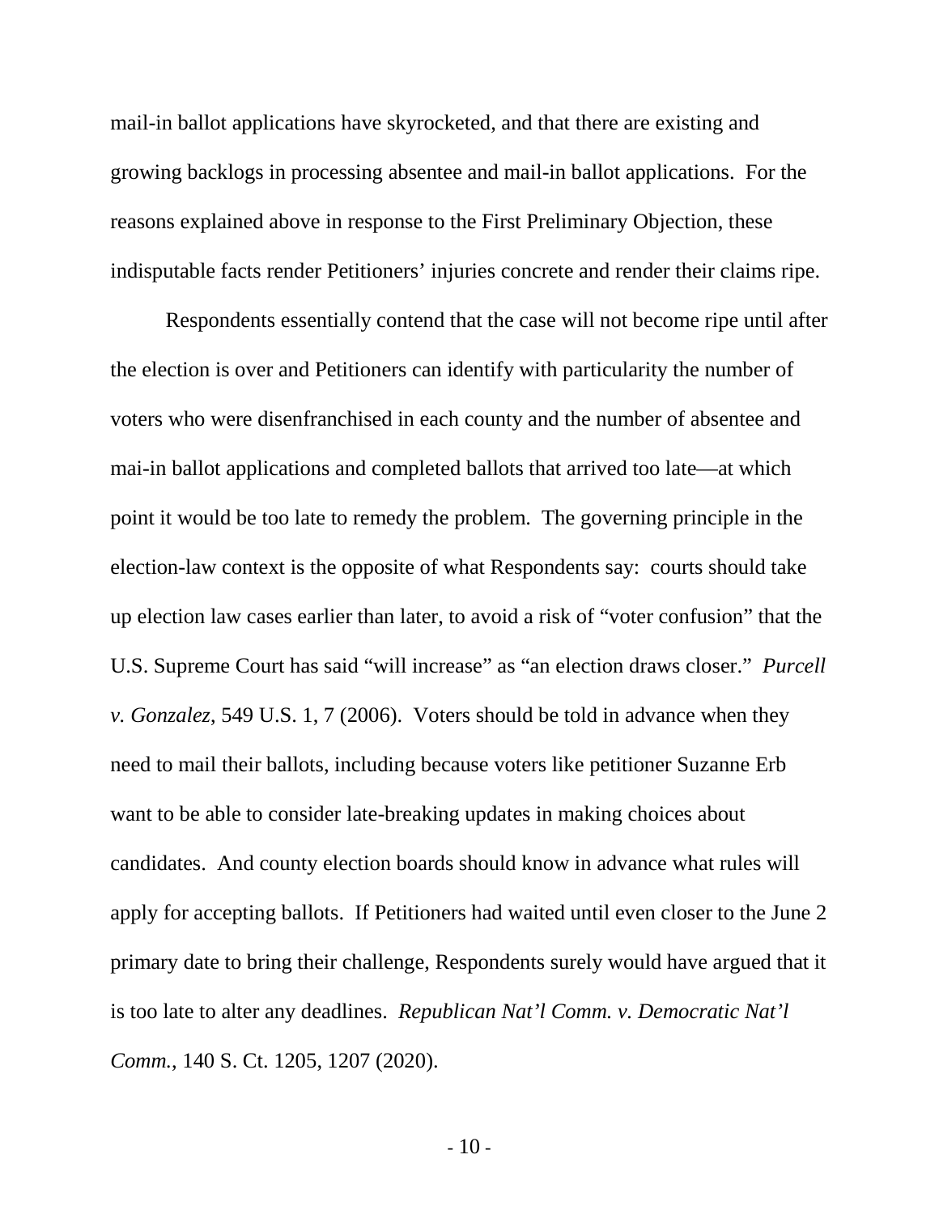mail-in ballot applications have skyrocketed, and that there are existing and growing backlogs in processing absentee and mail-in ballot applications. For the reasons explained above in response to the First Preliminary Objection, these indisputable facts render Petitioners' injuries concrete and render their claims ripe.

Respondents essentially contend that the case will not become ripe until after the election is over and Petitioners can identify with particularity the number of voters who were disenfranchised in each county and the number of absentee and mai-in ballot applications and completed ballots that arrived too late—at which point it would be too late to remedy the problem. The governing principle in the election-law context is the opposite of what Respondents say: courts should take up election law cases earlier than later, to avoid a risk of "voter confusion" that the U.S. Supreme Court has said "will increase" as "an election draws closer." *Purcell v. Gonzalez*, 549 U.S. 1, 7 (2006). Voters should be told in advance when they need to mail their ballots, including because voters like petitioner Suzanne Erb want to be able to consider late-breaking updates in making choices about candidates. And county election boards should know in advance what rules will apply for accepting ballots. If Petitioners had waited until even closer to the June 2 primary date to bring their challenge, Respondents surely would have argued that it is too late to alter any deadlines. *Republican Nat'l Comm. v. Democratic Nat'l Comm.*, 140 S. Ct. 1205, 1207 (2020).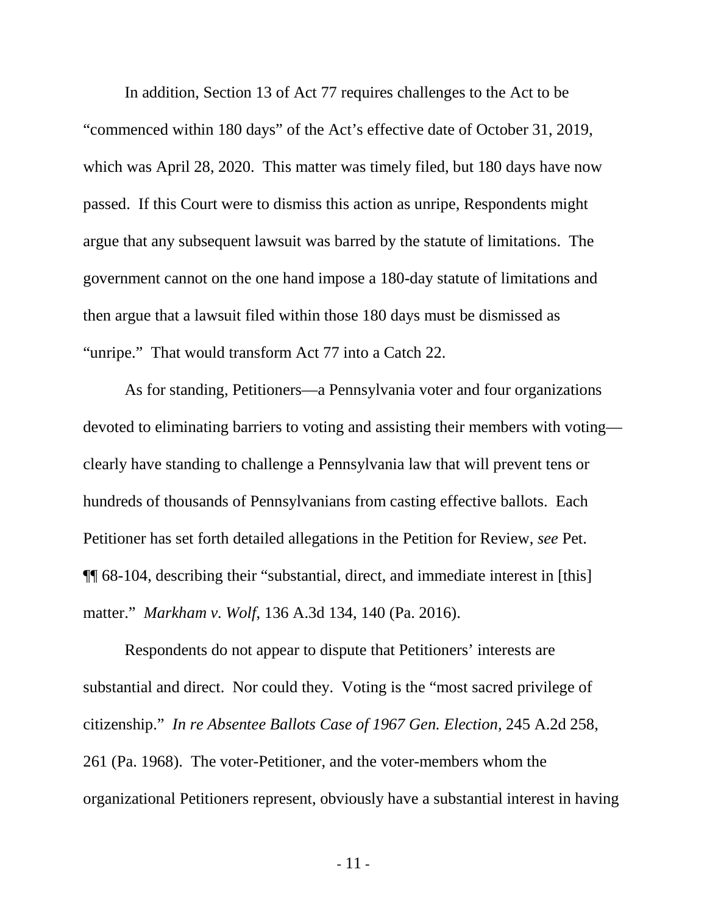In addition, Section 13 of Act 77 requires challenges to the Act to be "commenced within 180 days" of the Act's effective date of October 31, 2019, which was April 28, 2020. This matter was timely filed, but 180 days have now passed. If this Court were to dismiss this action as unripe, Respondents might argue that any subsequent lawsuit was barred by the statute of limitations. The government cannot on the one hand impose a 180-day statute of limitations and then argue that a lawsuit filed within those 180 days must be dismissed as "unripe." That would transform Act 77 into a Catch 22.

As for standing, Petitioners—a Pennsylvania voter and four organizations devoted to eliminating barriers to voting and assisting their members with voting—clearly have standing to challenge a Pennsylvania law that will prevent tens or hundreds of thousands of Pennsylvanians from casting effective ballots. Each Petitioner has set forth detailed allegations in the Petition for Review, *see* Pet. ¶¶ 68-104, describing their "substantial, direct, and immediate interest in [this] matter." *Markham v. Wolf*, 136 A.3d 134, 140 (Pa. 2016).

Respondents do not appear to dispute that Petitioners' interests are substantial and direct. Nor could they. Voting is the "most sacred privilege of citizenship." *In re Absentee Ballots Case of 1967 Gen. Election*, 245 A.2d 258, 261 (Pa. 1968). The voter-Petitioner, and the voter-members whom the organizational Petitioners represent, obviously have a substantial interest in having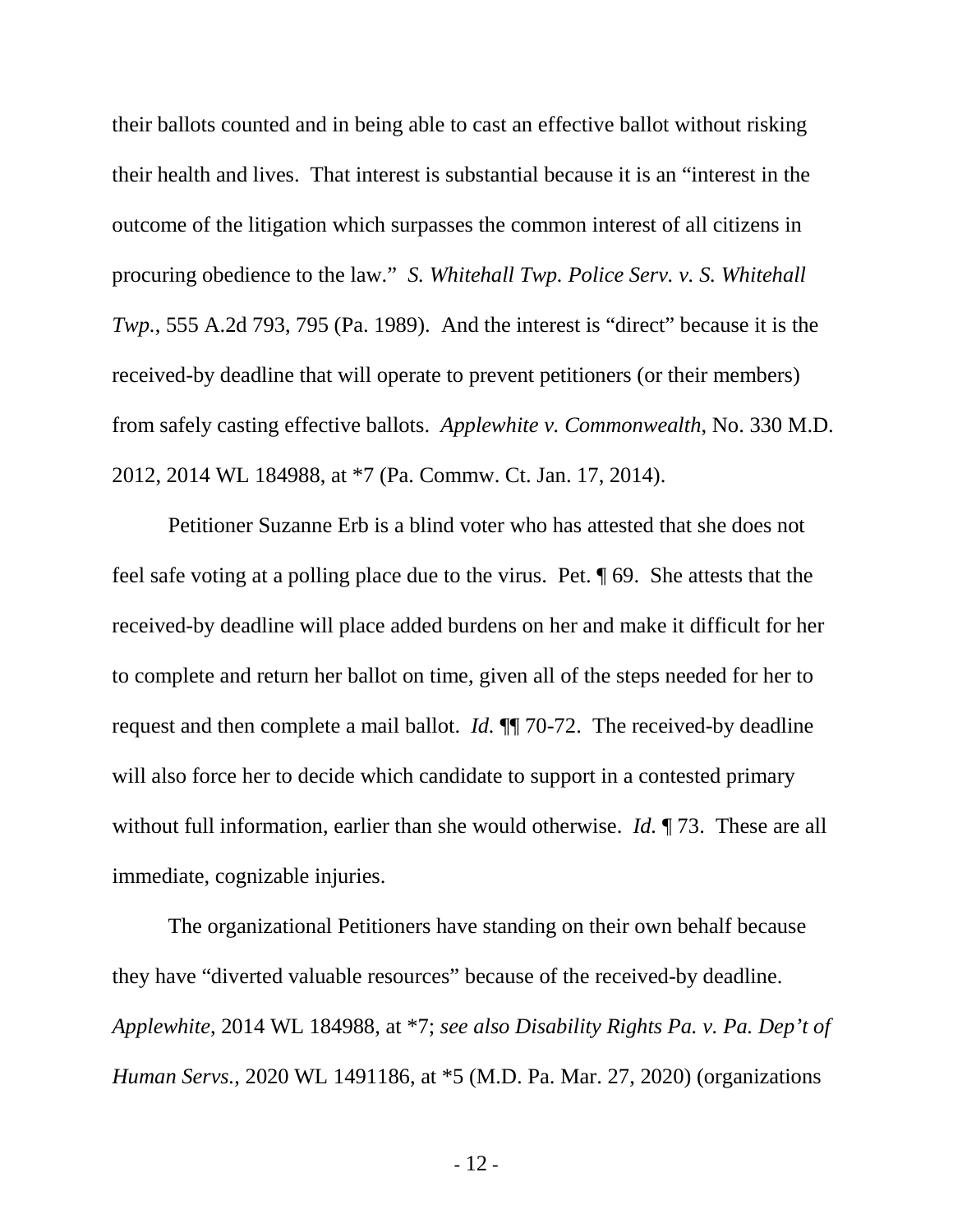their ballots counted and in being able to cast an effective ballot without risking their health and lives. That interest is substantial because it is an "interest in the outcome of the litigation which surpasses the common interest of all citizens in procuring obedience to the law." *S. Whitehall Twp. Police Serv. v. S. Whitehall Twp.*, 555 A.2d 793, 795 (Pa. 1989). And the interest is "direct" because it is the received-by deadline that will operate to prevent petitioners (or their members) from safely casting effective ballots. *Applewhite v. Commonwealth*, No. 330 M.D. 2012, 2014 WL 184988, at *7 (Pa. Commw. Ct. Jan. 17, 2014).

Petitioner Suzanne Erb is a blind voter who has attested that she does not feel safe voting at a polling place due to the virus. Pet. ¶ 69. She attests that the received-by deadline will place added burdens on her and make it difficult for her to complete and return her ballot on time, given all of the steps needed for her to request and then complete a mail ballot. *Id.* ¶¶ 70-72. The received-by deadline will also force her to decide which candidate to support in a contested primary without full information, earlier than she would otherwise. *Id.* ¶ 73. These are all immediate, cognizable injuries.

The organizational Petitioners have standing on their own behalf because they have "diverted valuable resources" because of the received-by deadline. *Applewhite*, 2014 WL 184988, at *7; *see also Disability Rights Pa. v. Pa. Dep't of Human Servs.*, 2020 WL 1491186, at *5 (M.D. Pa. Mar. 27, 2020) (organizations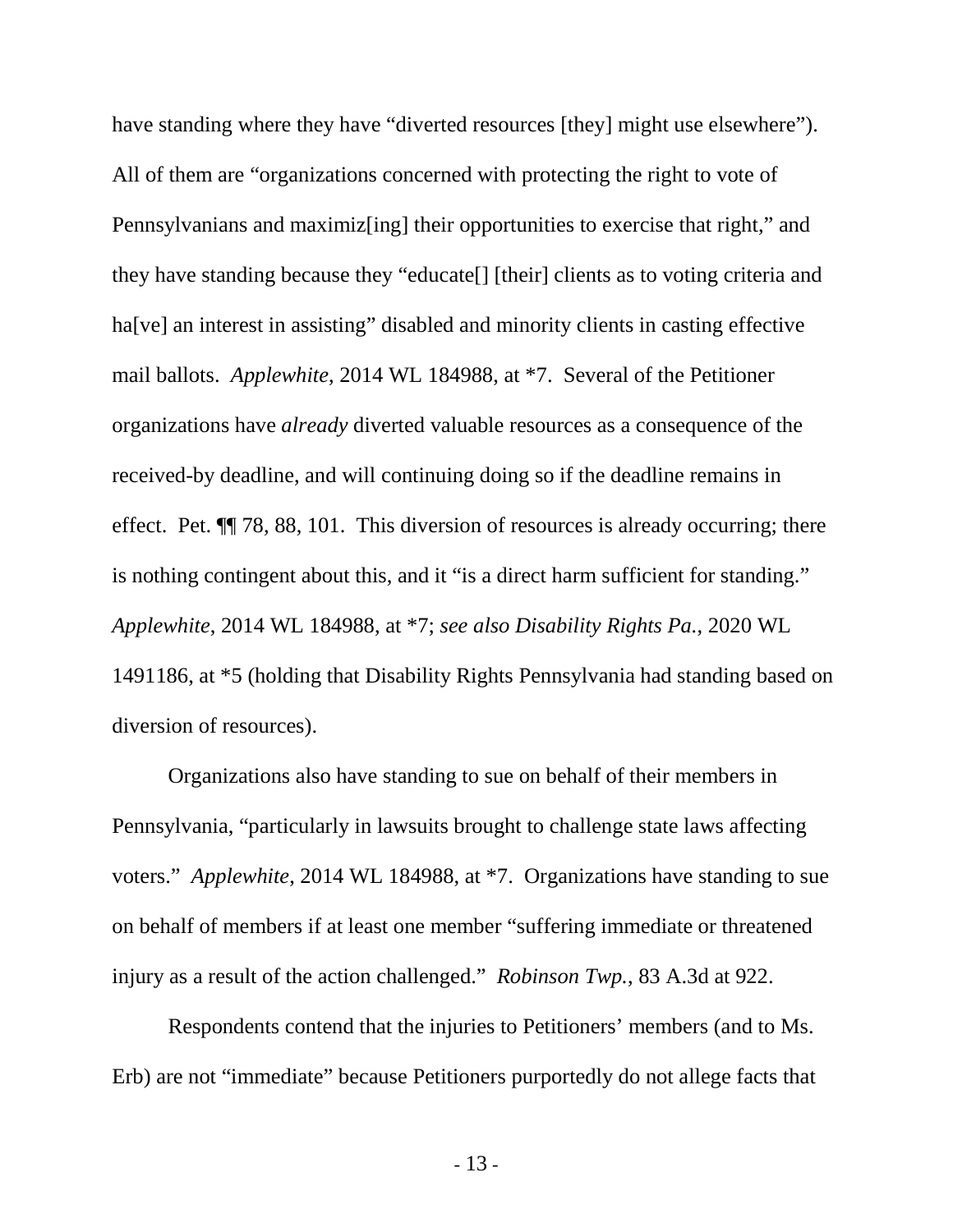have standing where they have "diverted resources [they] might use elsewhere"). All of them are "organizations concerned with protecting the right to vote of Pennsylvanians and maximiz[ing] their opportunities to exercise that right," and they have standing because they "educate[] [their] clients as to voting criteria and ha[ve] an interest in assisting" disabled and minority clients in casting effective mail ballots. *Applewhite*, 2014 WL 184988, at *7. Several of the Petitioner organizations have *already* diverted valuable resources as a consequence of the received-by deadline, and will continuing doing so if the deadline remains in effect. Pet. ¶¶ 78, 88, 101. This diversion of resources is already occurring; there is nothing contingent about this, and it "is a direct harm sufficient for standing." *Applewhite*, 2014 WL 184988, at *7; *see also Disability Rights Pa.*, 2020 WL 1491186, at *5 (holding that Disability Rights Pennsylvania had standing based on diversion of resources).

Organizations also have standing to sue on behalf of their members in Pennsylvania, "particularly in lawsuits brought to challenge state laws affecting voters." *Applewhite*, 2014 WL 184988, at *7. Organizations have standing to sue on behalf of members if at least one member "suffering immediate or threatened injury as a result of the action challenged." *Robinson Twp.*, 83 A.3d at 922.

Respondents contend that the injuries to Petitioners' members (and to Ms. Erb) are not "immediate" because Petitioners purportedly do not allege facts that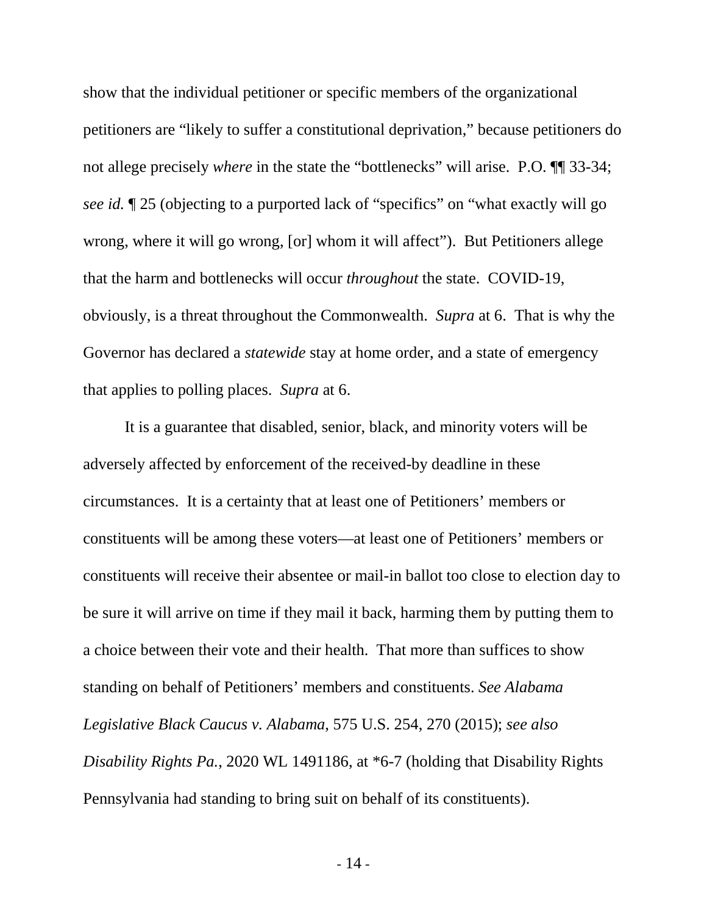show that the individual petitioner or specific members of the organizational petitioners are "likely to suffer a constitutional deprivation," because petitioners do not allege precisely *where* in the state the "bottlenecks" will arise. P.O. ¶¶ 33-34; *see id.* ¶ 25 (objecting to a purported lack of "specifics" on "what exactly will go wrong, where it will go wrong, [or] whom it will affect"). But Petitioners allege that the harm and bottlenecks will occur *throughout* the state. COVID-19, obviously, is a threat throughout the Commonwealth. *Supra* at 6. That is why the Governor has declared a *statewide* stay at home order, and a state of emergency that applies to polling places. *Supra* at 6.

It is a guarantee that disabled, senior, black, and minority voters will be adversely affected by enforcement of the received-by deadline in these circumstances. It is a certainty that at least one of Petitioners' members or constituents will be among these voters—at least one of Petitioners' members or constituents will receive their absentee or mail-in ballot too close to election day to be sure it will arrive on time if they mail it back, harming them by putting them to a choice between their vote and their health. That more than suffices to show standing on behalf of Petitioners' members and constituents. *See Alabama Legislative Black Caucus v. Alabama*, 575 U.S. 254, 270 (2015); *see also Disability Rights Pa.*, 2020 WL 1491186, at *6-7 (holding that Disability Rights Pennsylvania had standing to bring suit on behalf of its constituents).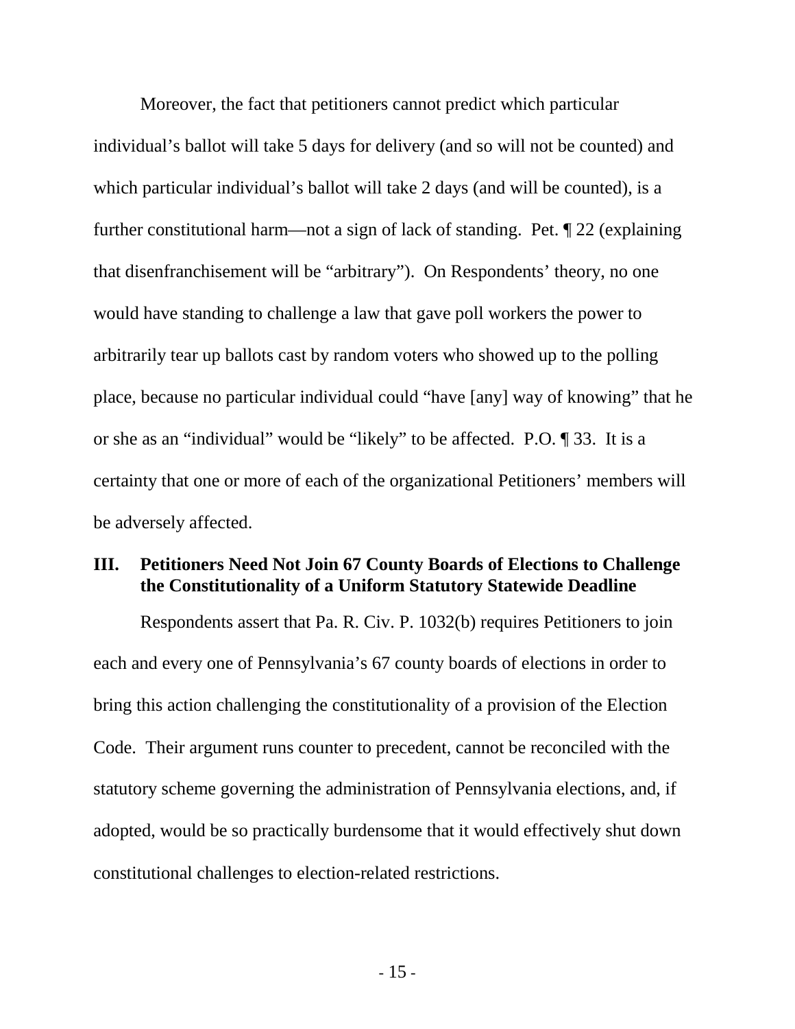Moreover, the fact that petitioners cannot predict which particular individual's ballot will take 5 days for delivery (and so will not be counted) and which particular individual's ballot will take 2 days (and will be counted), is a further constitutional harm—not a sign of lack of standing. Pet. ¶ 22 (explaining that disenfranchisement will be "arbitrary"). On Respondents' theory, no one would have standing to challenge a law that gave poll workers the power to arbitrarily tear up ballots cast by random voters who showed up to the polling place, because no particular individual could "have [any] way of knowing" that he or she as an "individual" would be "likely" to be affected. P.O. ¶ 33. It is a certainty that one or more of each of the organizational Petitioners' members will be adversely affected.

## III. Petitioners Need Not Join 67 County Boards of Elections to Challenge the Constitutionality of a Uniform Statutory Statewide Deadline

Respondents assert that Pa. R. Civ. P. 1032(b) requires Petitioners to join each and every one of Pennsylvania's 67 county boards of elections in order to bring this action challenging the constitutionality of a provision of the Election Code. Their argument runs counter to precedent, cannot be reconciled with the statutory scheme governing the administration of Pennsylvania elections, and, if adopted, would be so practically burdensome that it would effectively shut down constitutional challenges to election-related restrictions.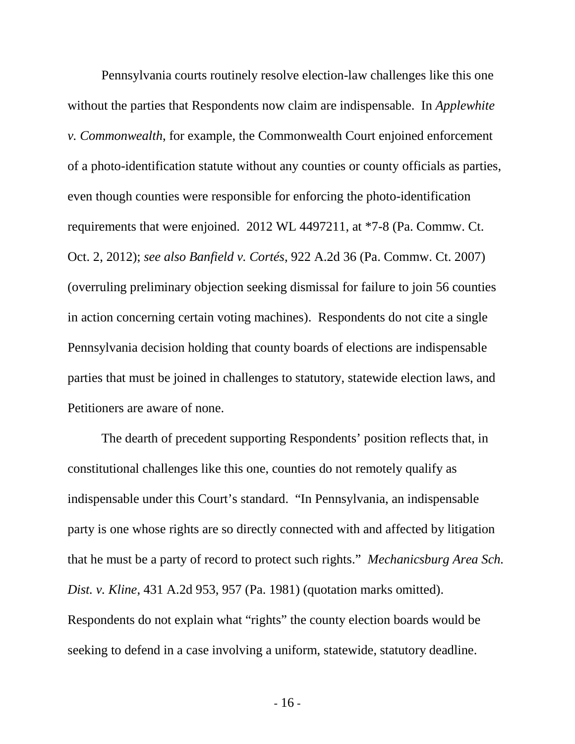Pennsylvania courts routinely resolve election-law challenges like this one without the parties that Respondents now claim are indispensable. In *Applewhite v. Commonwealth*, for example, the Commonwealth Court enjoined enforcement of a photo-identification statute without any counties or county officials as parties, even though counties were responsible for enforcing the photo-identification requirements that were enjoined. 2012 WL 4497211, at *7-8 (Pa. Commw. Ct. Oct. 2, 2012); *see also Banfield v. Cortés*, 922 A.2d 36 (Pa. Commw. Ct. 2007) (overruling preliminary objection seeking dismissal for failure to join 56 counties in action concerning certain voting machines). Respondents do not cite a single Pennsylvania decision holding that county boards of elections are indispensable parties that must be joined in challenges to statutory, statewide election laws, and Petitioners are aware of none.

The dearth of precedent supporting Respondents' position reflects that, in constitutional challenges like this one, counties do not remotely qualify as indispensable under this Court's standard. "In Pennsylvania, an indispensable party is one whose rights are so directly connected with and affected by litigation that he must be a party of record to protect such rights." *Mechanicsburg Area Sch. Dist. v. Kline*, 431 A.2d 953, 957 (Pa. 1981) (quotation marks omitted). Respondents do not explain what "rights" the county election boards would be seeking to defend in a case involving a uniform, statewide, statutory deadline.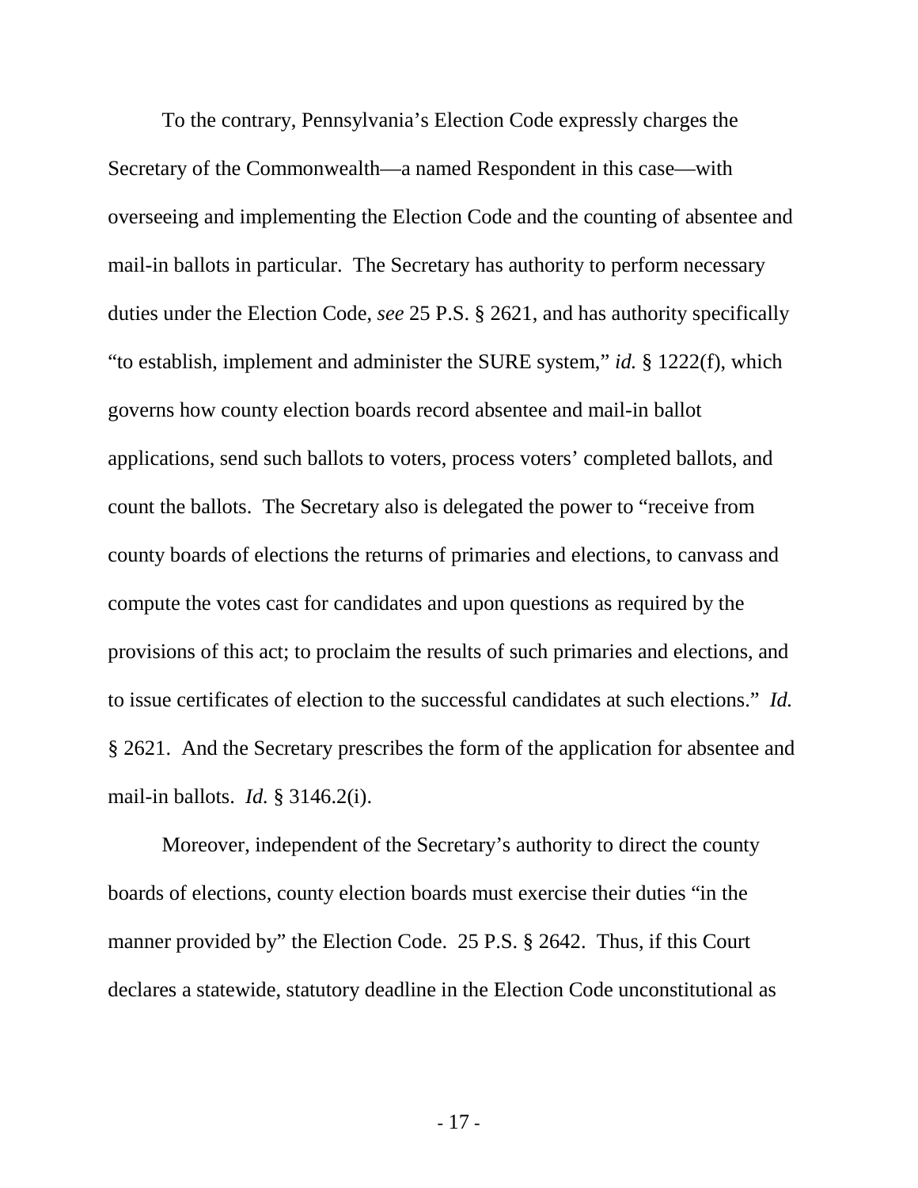To the contrary, Pennsylvania's Election Code expressly charges the Secretary of the Commonwealth—a named Respondent in this case—with overseeing and implementing the Election Code and the counting of absentee and mail-in ballots in particular. The Secretary has authority to perform necessary duties under the Election Code, *see* 25 P.S. § 2621, and has authority specifically "to establish, implement and administer the SURE system," *id.* § 1222(f), which governs how county election boards record absentee and mail-in ballot applications, send such ballots to voters, process voters' completed ballots, and count the ballots. The Secretary also is delegated the power to "receive from county boards of elections the returns of primaries and elections, to canvass and compute the votes cast for candidates and upon questions as required by the provisions of this act; to proclaim the results of such primaries and elections, and to issue certificates of election to the successful candidates at such elections." *Id.* § 2621. And the Secretary prescribes the form of the application for absentee and mail-in ballots. *Id.* § 3146.2(i).

Moreover, independent of the Secretary's authority to direct the county boards of elections, county election boards must exercise their duties "in the manner provided by" the Election Code. 25 P.S. § 2642. Thus, if this Court declares a statewide, statutory deadline in the Election Code unconstitutional as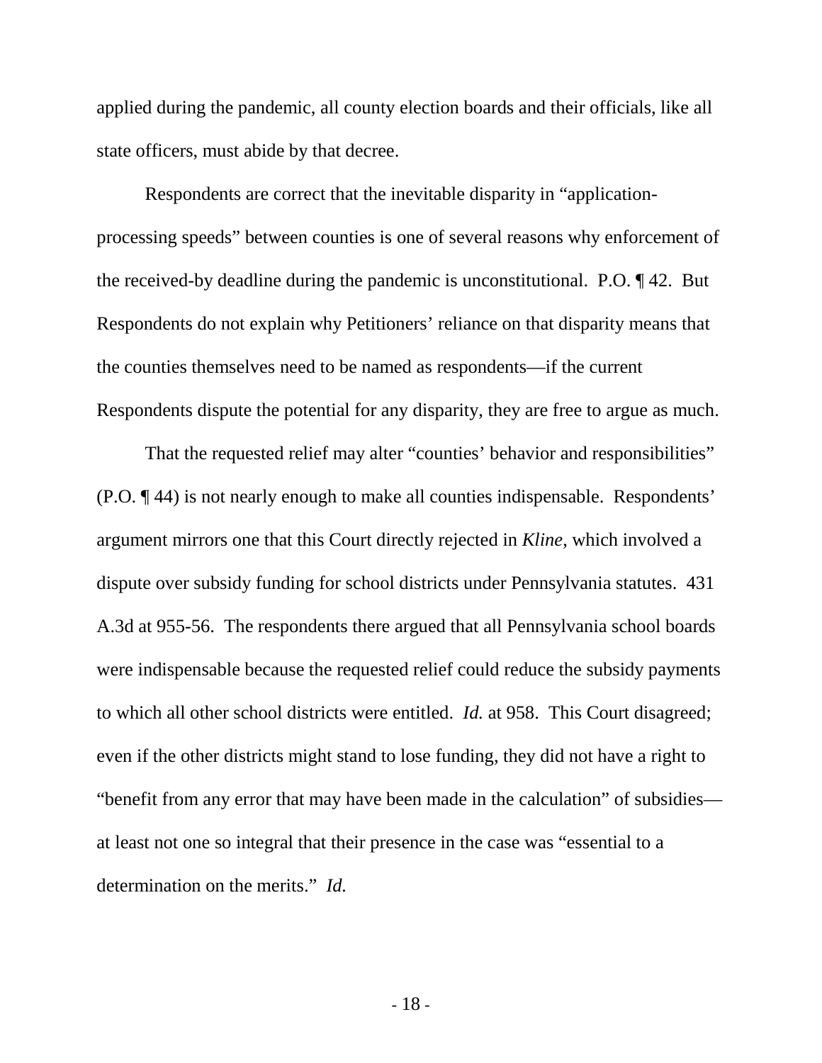applied during the pandemic, all county election boards and their officials, like all state officers, must abide by that decree.

Respondents are correct that the inevitable disparity in "application-processing speeds" between counties is one of several reasons why enforcement of the received-by deadline during the pandemic is unconstitutional. P.O. ¶ 42. But Respondents do not explain why Petitioners' reliance on that disparity means that the counties themselves need to be named as respondents—if the current Respondents dispute the potential for any disparity, they are free to argue as much.

That the requested relief may alter "counties' behavior and responsibilities" (P.O. ¶ 44) is not nearly enough to make all counties indispensable. Respondents' argument mirrors one that this Court directly rejected in *Kline*, which involved a dispute over subsidy funding for school districts under Pennsylvania statutes. 431 A.3d at 955-56. The respondents there argued that all Pennsylvania school boards were indispensable because the requested relief could reduce the subsidy payments to which all other school districts were entitled. *Id.* at 958. This Court disagreed; even if the other districts might stand to lose funding, they did not have a right to "benefit from any error that may have been made in the calculation" of subsidies—at least not one so integral that their presence in the case was "essential to a determination on the merits." *Id.*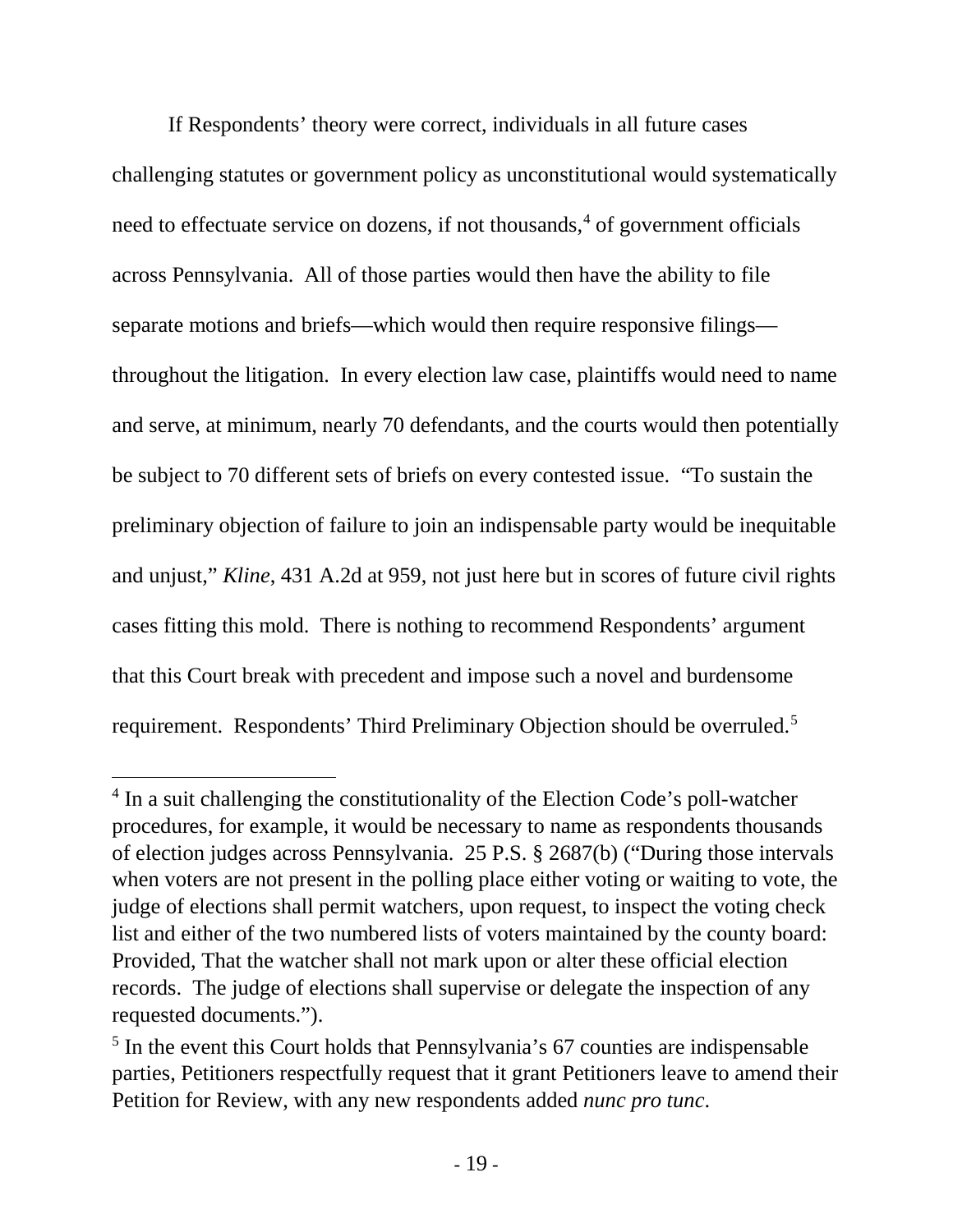If Respondents' theory were correct, individuals in all future cases challenging statutes or government policy as unconstitutional would systematically need to effectuate service on dozens, if not thousands,[4] of government officials across Pennsylvania. All of those parties would then have the ability to file separate motions and briefs—which would then require responsive filings—throughout the litigation. In every election law case, plaintiffs would need to name and serve, at minimum, nearly 70 defendants, and the courts would then potentially be subject to 70 different sets of briefs on every contested issue. "To sustain the preliminary objection of failure to join an indispensable party would be inequitable and unjust," *Kline*, 431 A.2d at 959, not just here but in scores of future civil rights cases fitting this mold. There is nothing to recommend Respondents' argument that this Court break with precedent and impose such a novel and burdensome requirement. Respondents' Third Preliminary Objection should be overruled.[5]

---

[4] In a suit challenging the constitutionality of the Election Code's poll-watcher procedures, for example, it would be necessary to name as respondents thousands of election judges across Pennsylvania. 25 P.S. § 2687(b) ("During those intervals when voters are not present in the polling place either voting or waiting to vote, the judge of elections shall permit watchers, upon request, to inspect the voting check list and either of the two numbered lists of voters maintained by the county board: Provided, That the watcher shall not mark upon or alter these official election records. The judge of elections shall supervise or delegate the inspection of any requested documents.").

[5] In the event this Court holds that Pennsylvania's 67 counties are indispensable parties, Petitioners respectfully request that it grant Petitioners leave to amend their Petition for Review, with any new respondents added *nunc pro tunc*.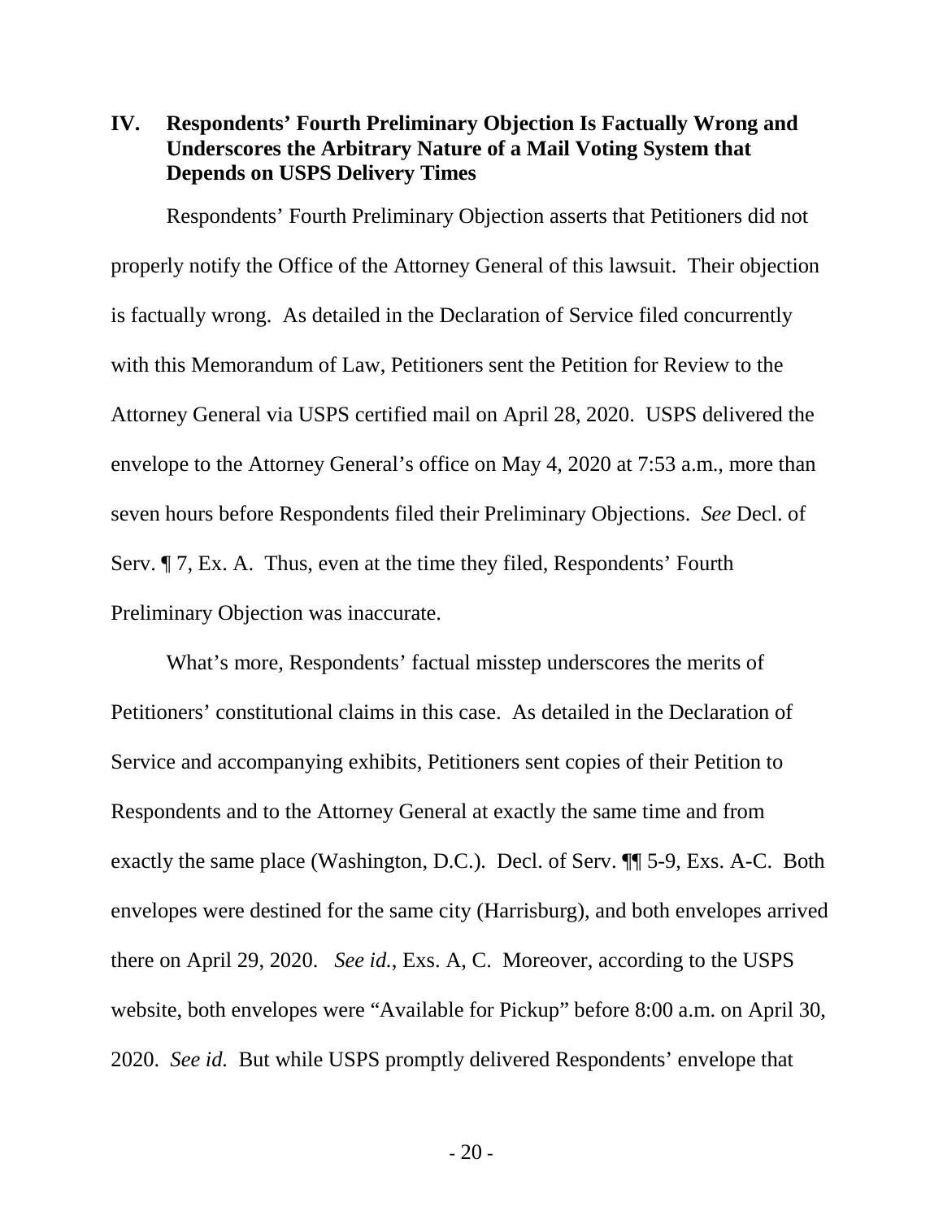## IV. Respondents' Fourth Preliminary Objection Is Factually Wrong and Underscores the Arbitrary Nature of a Mail Voting System that Depends on USPS Delivery Times

Respondents' Fourth Preliminary Objection asserts that Petitioners did not properly notify the Office of the Attorney General of this lawsuit. Their objection is factually wrong. As detailed in the Declaration of Service filed concurrently with this Memorandum of Law, Petitioners sent the Petition for Review to the Attorney General via USPS certified mail on April 28, 2020. USPS delivered the envelope to the Attorney General's office on May 4, 2020 at 7:53 a.m., more than seven hours before Respondents filed their Preliminary Objections. *See* Decl. of Serv. ¶ 7, Ex. A. Thus, even at the time they filed, Respondents' Fourth Preliminary Objection was inaccurate.

What's more, Respondents' factual misstep underscores the merits of Petitioners' constitutional claims in this case. As detailed in the Declaration of Service and accompanying exhibits, Petitioners sent copies of their Petition to Respondents and to the Attorney General at exactly the same time and from exactly the same place (Washington, D.C.). Decl. of Serv. ¶¶ 5-9, Exs. A-C. Both envelopes were destined for the same city (Harrisburg), and both envelopes arrived there on April 29, 2020. *See id.*, Exs. A, C. Moreover, according to the USPS website, both envelopes were "Available for Pickup" before 8:00 a.m. on April 30, 2020. *See id.* But while USPS promptly delivered Respondents' envelope that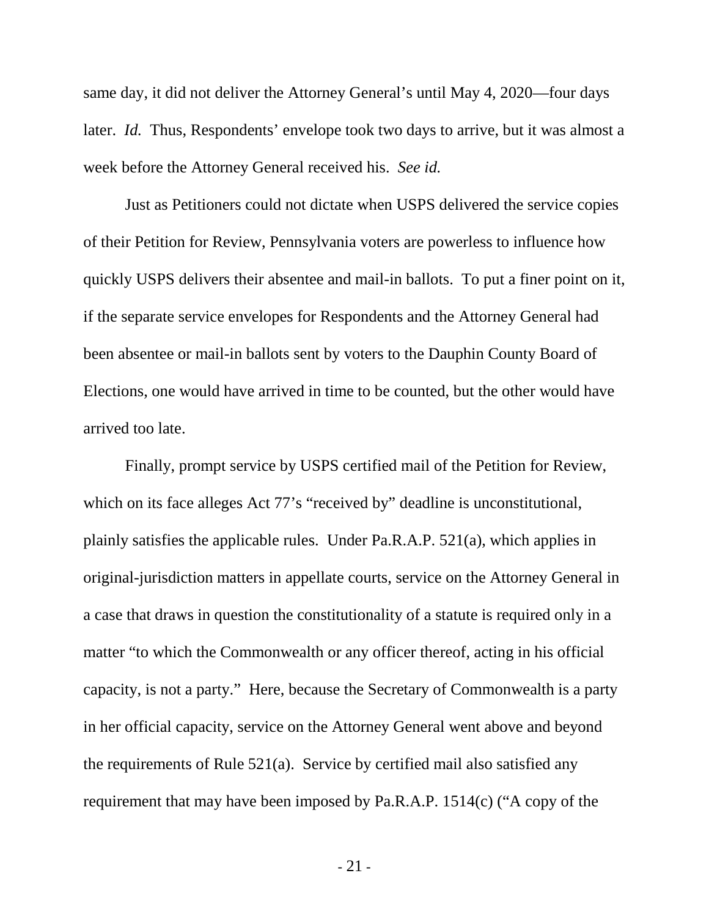same day, it did not deliver the Attorney General's until May 4, 2020—four days later. *Id.* Thus, Respondents' envelope took two days to arrive, but it was almost a week before the Attorney General received his. *See id.*

Just as Petitioners could not dictate when USPS delivered the service copies of their Petition for Review, Pennsylvania voters are powerless to influence how quickly USPS delivers their absentee and mail-in ballots. To put a finer point on it, if the separate service envelopes for Respondents and the Attorney General had been absentee or mail-in ballots sent by voters to the Dauphin County Board of Elections, one would have arrived in time to be counted, but the other would have arrived too late.

Finally, prompt service by USPS certified mail of the Petition for Review, which on its face alleges Act 77's "received by" deadline is unconstitutional, plainly satisfies the applicable rules. Under Pa.R.A.P. 521(a), which applies in original-jurisdiction matters in appellate courts, service on the Attorney General in a case that draws in question the constitutionality of a statute is required only in a matter "to which the Commonwealth or any officer thereof, acting in his official capacity, is not a party." Here, because the Secretary of Commonwealth is a party in her official capacity, service on the Attorney General went above and beyond the requirements of Rule 521(a). Service by certified mail also satisfied any requirement that may have been imposed by Pa.R.A.P. 1514(c) ("A copy of the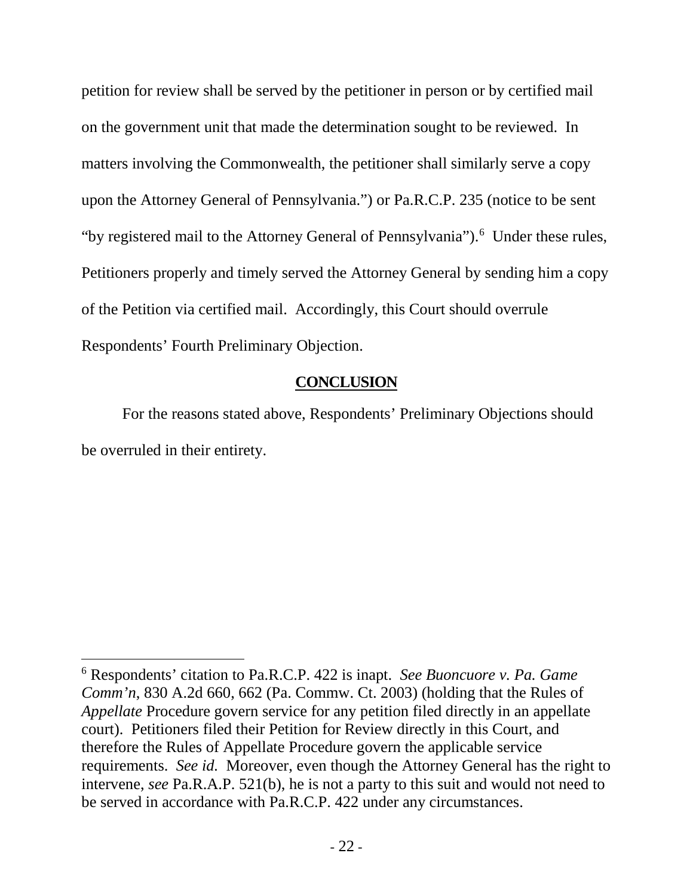petition for review shall be served by the petitioner in person or by certified mail on the government unit that made the determination sought to be reviewed. In matters involving the Commonwealth, the petitioner shall similarly serve a copy upon the Attorney General of Pennsylvania.") or Pa.R.C.P. 235 (notice to be sent "by registered mail to the Attorney General of Pennsylvania").[6] Under these rules, Petitioners properly and timely served the Attorney General by sending him a copy of the Petition via certified mail. Accordingly, this Court should overrule Respondents' Fourth Preliminary Objection.

## CONCLUSION

For the reasons stated above, Respondents' Preliminary Objections should be overruled in their entirety.

---

[6] Respondents' citation to Pa.R.C.P. 422 is inapt. *See Buoncuore v. Pa. Game Comm'n*, 830 A.2d 660, 662 (Pa. Commw. Ct. 2003) (holding that the Rules of *Appellate* Procedure govern service for any petition filed directly in an appellate court). Petitioners filed their Petition for Review directly in this Court, and therefore the Rules of Appellate Procedure govern the applicable service requirements. *See id.* Moreover, even though the Attorney General has the right to intervene, *see* Pa.R.A.P. 521(b), he is not a party to this suit and would not need to be served in accordance with Pa.R.C.P. 422 under any circumstances.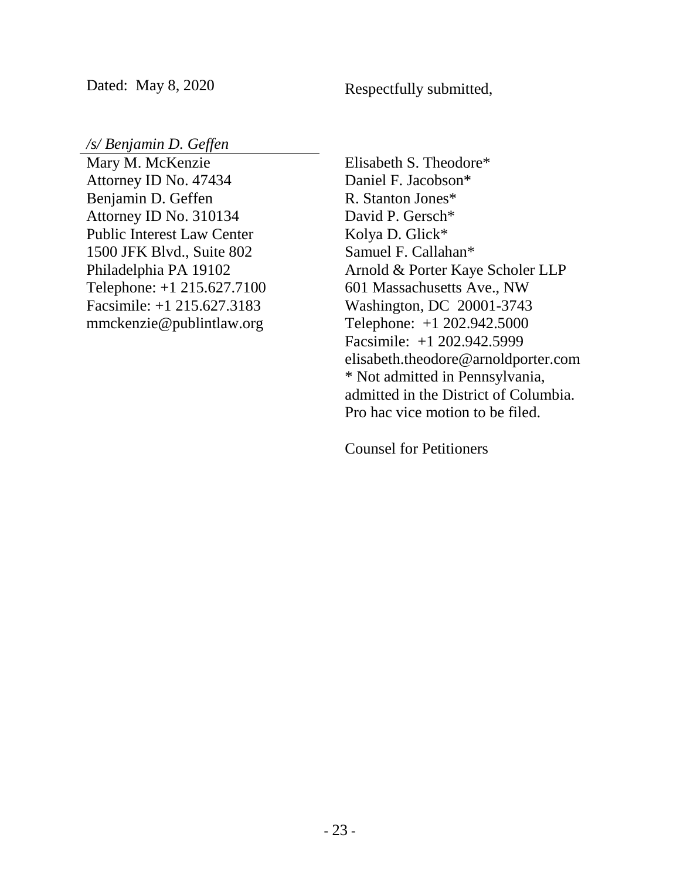Dated: May 8, 2020

Respectfully submitted,

*/s/ Benjamin D. Geffen*

Mary M. McKenzie
Attorney ID No. 47434
Benjamin D. Geffen
Attorney ID No. 310134
Public Interest Law Center
1500 JFK Blvd., Suite 802
Philadelphia PA 19102
Telephone: +1 215.627.7100
Facsimile: +1 215.627.3183
mmckenzie@publintlaw.org

Elisabeth S. Theodore*
Daniel F. Jacobson*
R. Stanton Jones*
David P. Gersch*
Kolya D. Glick*
Samuel F. Callahan*
Arnold & Porter Kaye Scholer LLP
601 Massachusetts Ave., NW
Washington, DC 20001-3743
Telephone: +1 202.942.5000
Facsimile: +1 202.942.5999
elisabeth.theodore@arnoldporter.com
* Not admitted in Pennsylvania, admitted in the District of Columbia. Pro hac vice motion to be filed.

Counsel for Petitioners